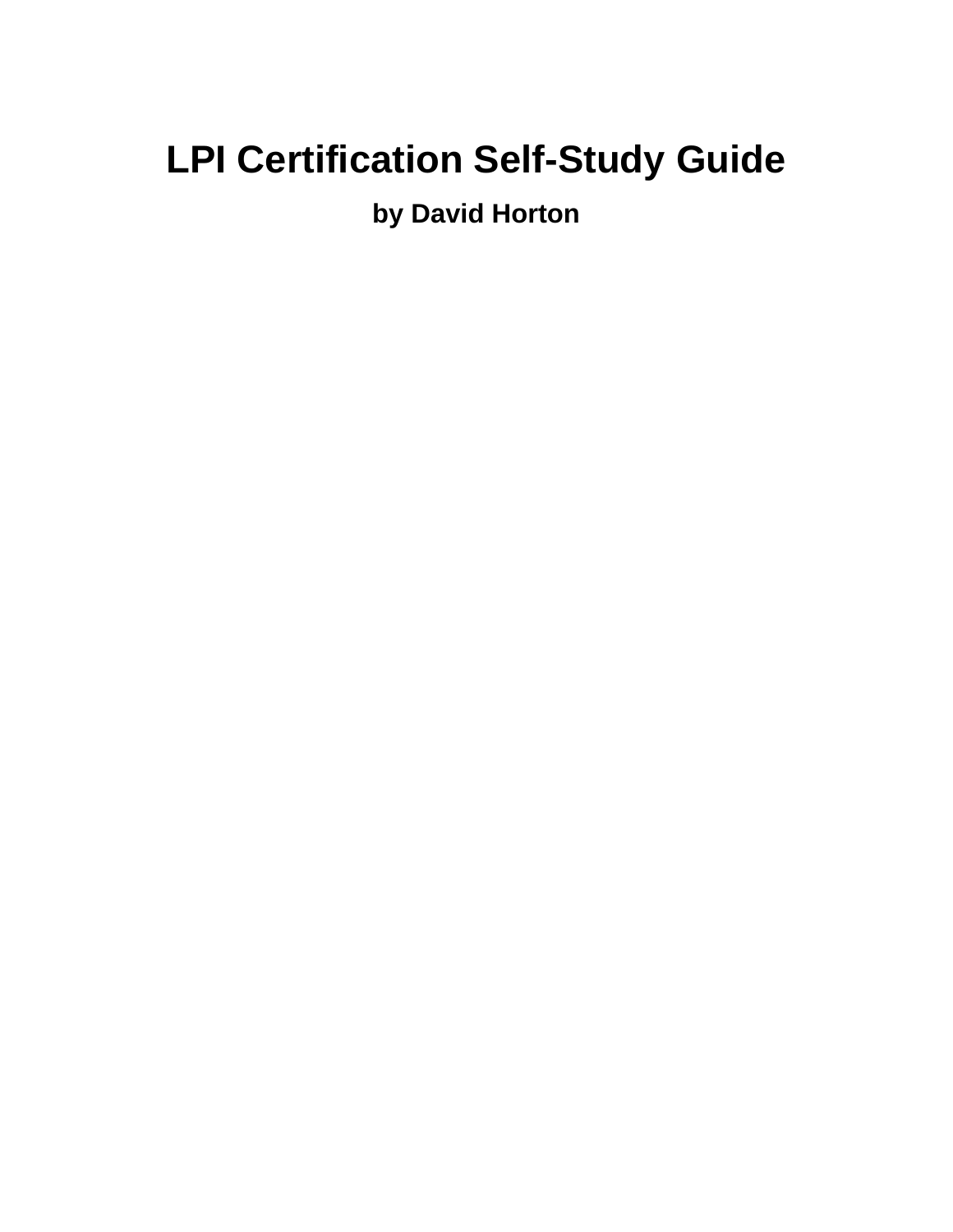# LPI Certification Self-Study Guide

**by David Horton**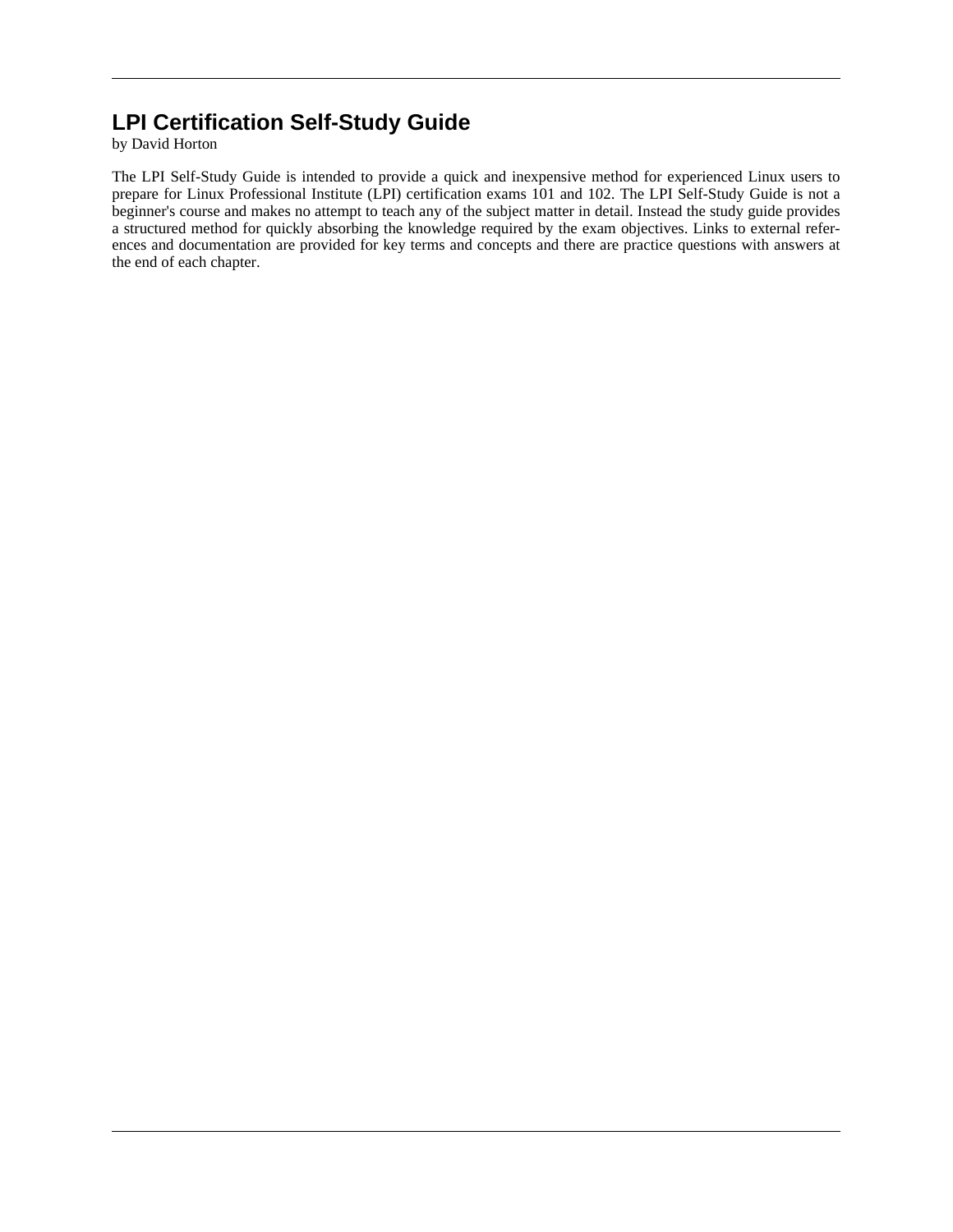# LPI Certification Self-Study Guide

by David Horton

The LPI Self-Study Guide is intended to provide a quick and inexpensive method for experienced Linux users to prepare for Linux Professional Institute (LPI) certification exams 101 and 102. The LPI Self-Study Guide is not a beginner's course and makes no attempt to teach any of the subject matter in detail. Instead the study guide provides a structured method for quickly absorbing the knowledge required by the exam objectives. Links to external references and documentation are provided for key terms and concepts and there are practice questions with answers at the end of each chapter.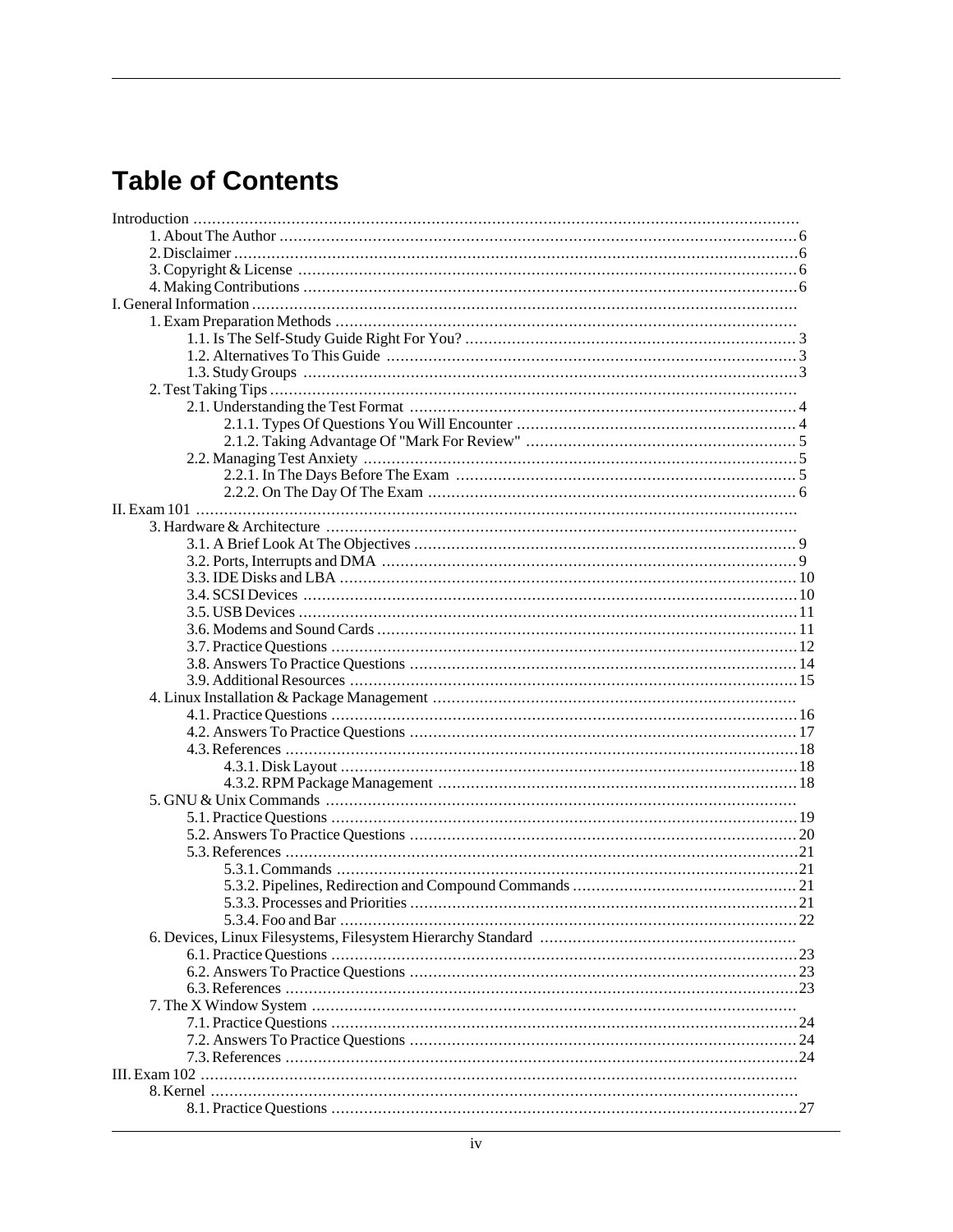# Table of Contents

- Introduction
  - 1. About The Author ... 6
  - 2. Disclaimer ... 6
  - 3. Copyright & License ... 6
  - 4. Making Contributions ... 6
- I. General Information
  - 1. Exam Preparation Methods
    - 1.1. Is The Self-Study Guide Right For You? ... 3
    - 1.2. Alternatives To This Guide ... 3
    - 1.3. Study Groups ... 3
  - 2. Test Taking Tips
    - 2.1. Understanding the Test Format ... 4
      - 2.1.1. Types Of Questions You Will Encounter ... 4
      - 2.1.2. Taking Advantage Of "Mark For Review" ... 5
    - 2.2. Managing Test Anxiety ... 5
      - 2.2.1. In The Days Before The Exam ... 5
      - 2.2.2. On The Day Of The Exam ... 6
- II. Exam 101
  - 3. Hardware & Architecture
    - 3.1. A Brief Look At The Objectives ... 9
    - 3.2. Ports, Interrupts and DMA ... 9
    - 3.3. IDE Disks and LBA ... 10
    - 3.4. SCSI Devices ... 10
    - 3.5. USB Devices ... 11
    - 3.6. Modems and Sound Cards ... 11
    - 3.7. Practice Questions ... 12
    - 3.8. Answers To Practice Questions ... 14
    - 3.9. Additional Resources ... 15
  - 4. Linux Installation & Package Management
    - 4.1. Practice Questions ... 16
    - 4.2. Answers To Practice Questions ... 17
    - 4.3. References ... 18
      - 4.3.1. Disk Layout ... 18
      - 4.3.2. RPM Package Management ... 18
  - 5. GNU & Unix Commands
    - 5.1. Practice Questions ... 19
    - 5.2. Answers To Practice Questions ... 20
    - 5.3. References ... 21
      - 5.3.1. Commands ... 21
      - 5.3.2. Pipelines, Redirection and Compound Commands ... 21
      - 5.3.3. Processes and Priorities ... 21
      - 5.3.4. Foo and Bar ... 22
  - 6. Devices, Linux Filesystems, Filesystem Hierarchy Standard
    - 6.1. Practice Questions ... 23
    - 6.2. Answers To Practice Questions ... 23
    - 6.3. References ... 23
  - 7. The X Window System
    - 7.1. Practice Questions ... 24
    - 7.2. Answers To Practice Questions ... 24
    - 7.3. References ... 24
- III. Exam 102
  - 8. Kernel
    - 8.1. Practice Questions ... 27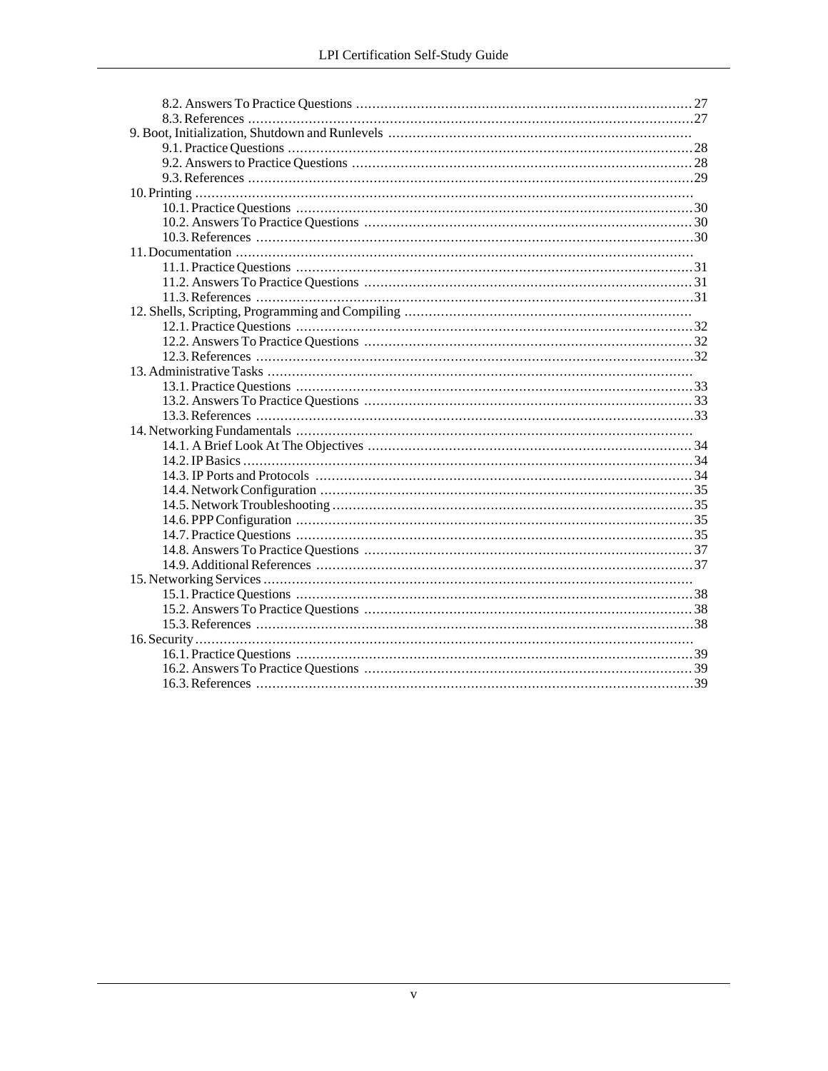- 8.2. Answers To Practice Questions ..... 27
- 8.3. References ..... 27

9. Boot, Initialization, Shutdown and Runlevels
- 9.1. Practice Questions ..... 28
- 9.2. Answers to Practice Questions ..... 28
- 9.3. References ..... 29

10. Printing
- 10.1. Practice Questions ..... 30
- 10.2. Answers To Practice Questions ..... 30
- 10.3. References ..... 30

11. Documentation
- 11.1. Practice Questions ..... 31
- 11.2. Answers To Practice Questions ..... 31
- 11.3. References ..... 31

12. Shells, Scripting, Programming and Compiling
- 12.1. Practice Questions ..... 32
- 12.2. Answers To Practice Questions ..... 32
- 12.3. References ..... 32

13. Administrative Tasks
- 13.1. Practice Questions ..... 33
- 13.2. Answers To Practice Questions ..... 33
- 13.3. References ..... 33

14. Networking Fundamentals
- 14.1. A Brief Look At The Objectives ..... 34
- 14.2. IP Basics ..... 34
- 14.3. IP Ports and Protocols ..... 34
- 14.4. Network Configuration ..... 35
- 14.5. Network Troubleshooting ..... 35
- 14.6. PPP Configuration ..... 35
- 14.7. Practice Questions ..... 35
- 14.8. Answers To Practice Questions ..... 37
- 14.9. Additional References ..... 37

15. Networking Services
- 15.1. Practice Questions ..... 38
- 15.2. Answers To Practice Questions ..... 38
- 15.3. References ..... 38

16. Security
- 16.1. Practice Questions ..... 39
- 16.2. Answers To Practice Questions ..... 39
- 16.3. References ..... 39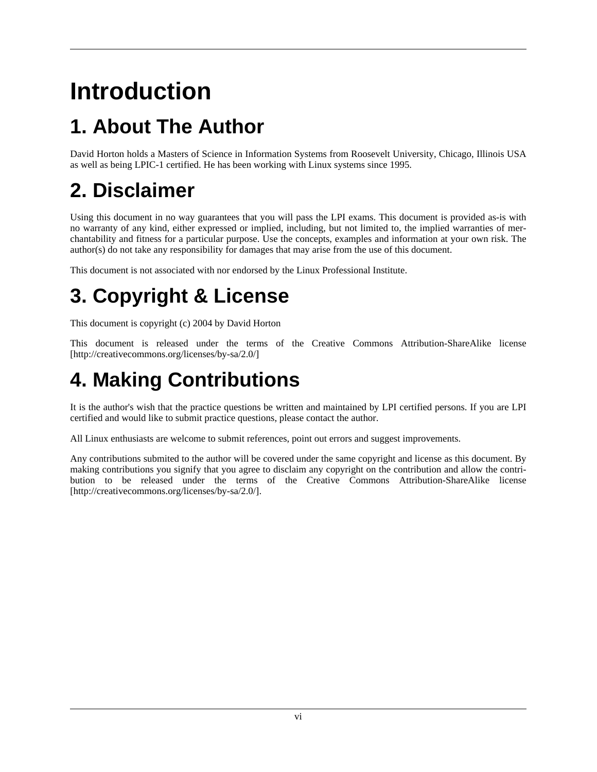# Introduction

## 1. About The Author

David Horton holds a Masters of Science in Information Systems from Roosevelt University, Chicago, Illinois USA as well as being LPIC-1 certified. He has been working with Linux systems since 1995.

## 2. Disclaimer

Using this document in no way guarantees that you will pass the LPI exams. This document is provided as-is with no warranty of any kind, either expressed or implied, including, but not limited to, the implied warranties of merchantability and fitness for a particular purpose. Use the concepts, examples and information at your own risk. The author(s) do not take any responsibility for damages that may arise from the use of this document.

This document is not associated with nor endorsed by the Linux Professional Institute.

## 3. Copyright & License

This document is copyright (c) 2004 by David Horton

This document is released under the terms of the Creative Commons Attribution-ShareAlike license [http://creativecommons.org/licenses/by-sa/2.0/]

## 4. Making Contributions

It is the author's wish that the practice questions be written and maintained by LPI certified persons. If you are LPI certified and would like to submit practice questions, please contact the author.

All Linux enthusiasts are welcome to submit references, point out errors and suggest improvements.

Any contributions submited to the author will be covered under the same copyright and license as this document. By making contributions you signify that you agree to disclaim any copyright on the contribution and allow the contribution to be released under the terms of the Creative Commons Attribution-ShareAlike license [http://creativecommons.org/licenses/by-sa/2.0/].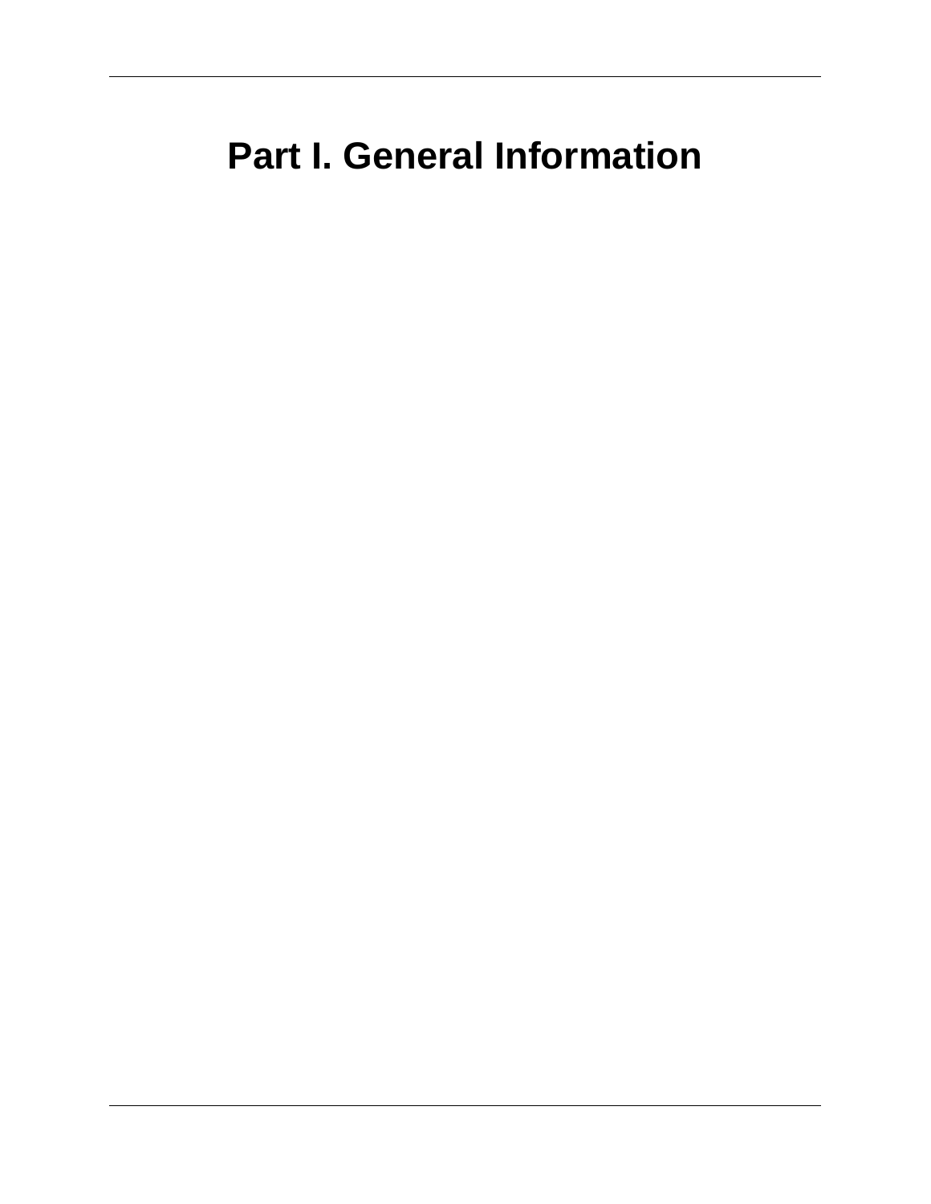# Part I. General Information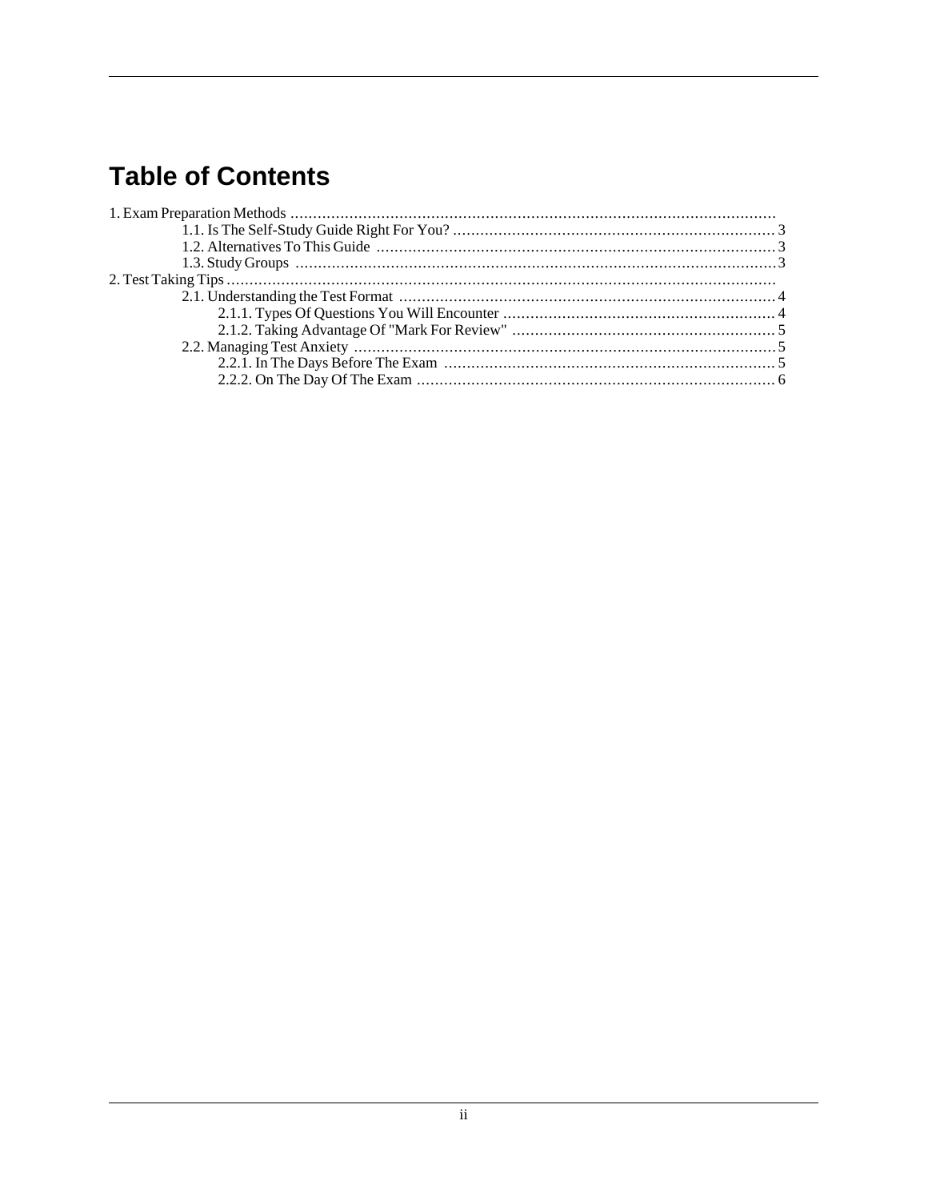# Table of Contents

1. Exam Preparation Methods
   - 1.1. Is The Self-Study Guide Right For You? ... 3
   - 1.2. Alternatives To This Guide ... 3
   - 1.3. Study Groups ... 3
2. Test Taking Tips
   - 2.1. Understanding the Test Format ... 4
     - 2.1.1. Types Of Questions You Will Encounter ... 4
     - 2.1.2. Taking Advantage Of "Mark For Review" ... 5
   - 2.2. Managing Test Anxiety ... 5
     - 2.2.1. In The Days Before The Exam ... 5
     - 2.2.2. On The Day Of The Exam ... 6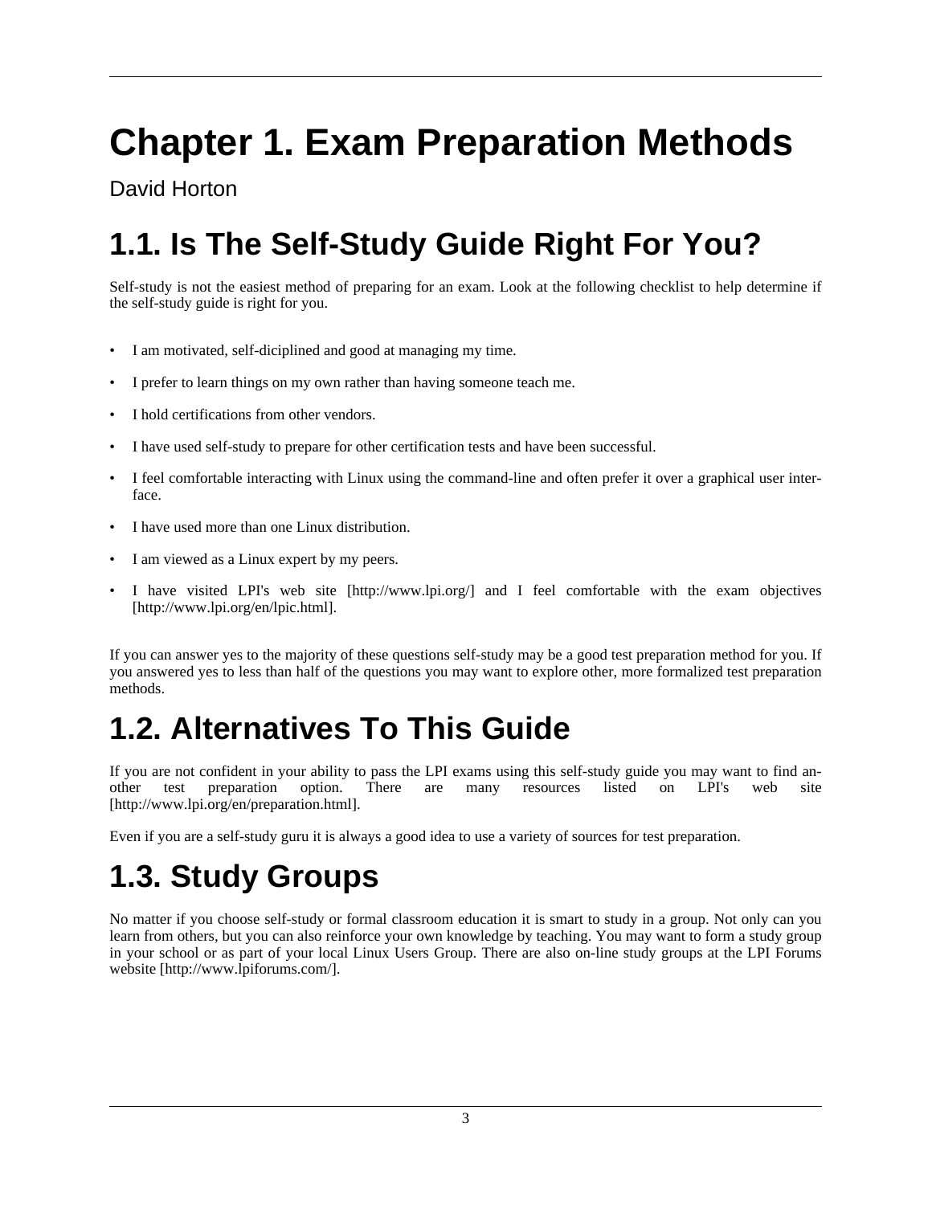# Chapter 1. Exam Preparation Methods

David Horton

## 1.1. Is The Self-Study Guide Right For You?

Self-study is not the easiest method of preparing for an exam. Look at the following checklist to help determine if the self-study guide is right for you.

- I am motivated, self-diciplined and good at managing my time.
- I prefer to learn things on my own rather than having someone teach me.
- I hold certifications from other vendors.
- I have used self-study to prepare for other certification tests and have been successful.
- I feel comfortable interacting with Linux using the command-line and often prefer it over a graphical user interface.
- I have used more than one Linux distribution.
- I am viewed as a Linux expert by my peers.
- I have visited LPI's web site [http://www.lpi.org/] and I feel comfortable with the exam objectives [http://www.lpi.org/en/lpic.html].

If you can answer yes to the majority of these questions self-study may be a good test preparation method for you. If you answered yes to less than half of the questions you may want to explore other, more formalized test preparation methods.

## 1.2. Alternatives To This Guide

If you are not confident in your ability to pass the LPI exams using this self-study guide you may want to find another test preparation option. There are many resources listed on LPI's web site [http://www.lpi.org/en/preparation.html].

Even if you are a self-study guru it is always a good idea to use a variety of sources for test preparation.

## 1.3. Study Groups

No matter if you choose self-study or formal classroom education it is smart to study in a group. Not only can you learn from others, but you can also reinforce your own knowledge by teaching. You may want to form a study group in your school or as part of your local Linux Users Group. There are also on-line study groups at the LPI Forums website [http://www.lpiforums.com/].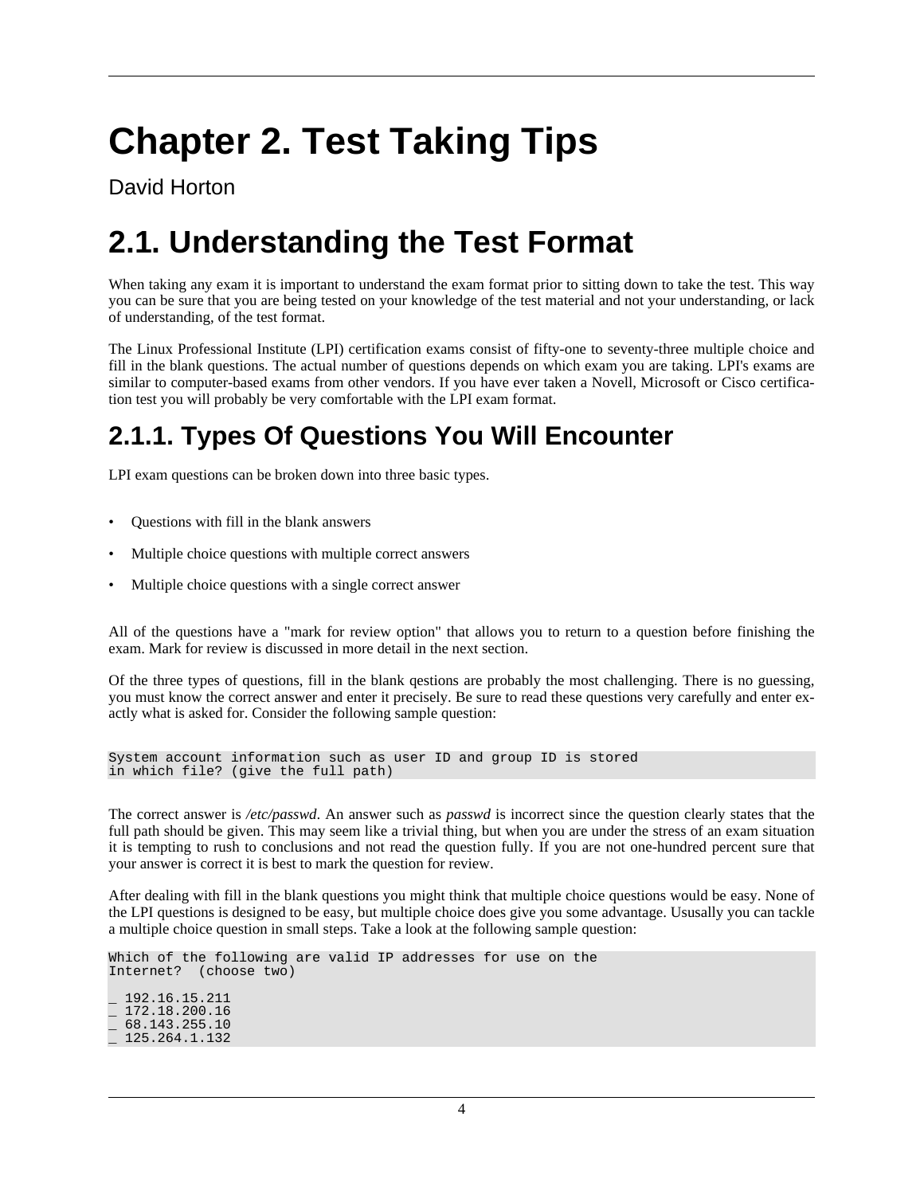# Chapter 2. Test Taking Tips

David Horton

# 2.1. Understanding the Test Format

When taking any exam it is important to understand the exam format prior to sitting down to take the test. This way you can be sure that you are being tested on your knowledge of the test material and not your understanding, or lack of understanding, of the test format.

The Linux Professional Institute (LPI) certification exams consist of fifty-one to seventy-three multiple choice and fill in the blank questions. The actual number of questions depends on which exam you are taking. LPI's exams are similar to computer-based exams from other vendors. If you have ever taken a Novell, Microsoft or Cisco certification test you will probably be very comfortable with the LPI exam format.

## 2.1.1. Types Of Questions You Will Encounter

LPI exam questions can be broken down into three basic types.

- Questions with fill in the blank answers
- Multiple choice questions with multiple correct answers
- Multiple choice questions with a single correct answer

All of the questions have a "mark for review option" that allows you to return to a question before finishing the exam. Mark for review is discussed in more detail in the next section.

Of the three types of questions, fill in the blank qestions are probably the most challenging. There is no guessing, you must know the correct answer and enter it precisely. Be sure to read these questions very carefully and enter exactly what is asked for. Consider the following sample question:

```
System account information such as user ID and group ID is stored
in which file? (give the full path)
```

The correct answer is */etc/passwd*. An answer such as *passwd* is incorrect since the question clearly states that the full path should be given. This may seem like a trivial thing, but when you are under the stress of an exam situation it is tempting to rush to conclusions and not read the question fully. If you are not one-hundred percent sure that your answer is correct it is best to mark the question for review.

After dealing with fill in the blank questions you might think that multiple choice questions would be easy. None of the LPI questions is designed to be easy, but multiple choice does give you some advantage. Ususally you can tackle a multiple choice question in small steps. Take a look at the following sample question:

```
Which of the following are valid IP addresses for use on the
Internet?  (choose two)

_ 192.16.15.211
_ 172.18.200.16
_ 68.143.255.10
_ 125.264.1.132
```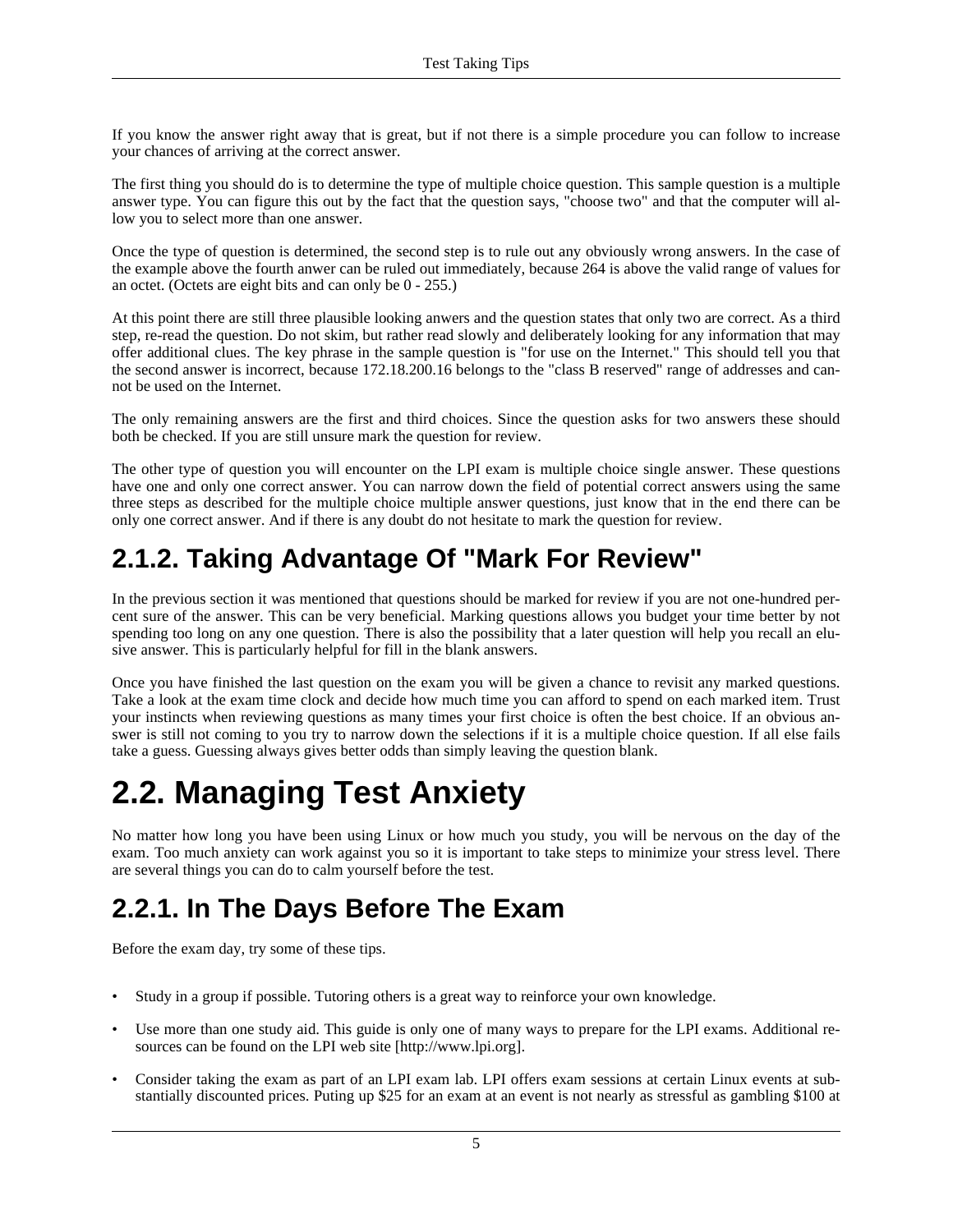If you know the answer right away that is great, but if not there is a simple procedure you can follow to increase your chances of arriving at the correct answer.

The first thing you should do is to determine the type of multiple choice question. This sample question is a multiple answer type. You can figure this out by the fact that the question says, "choose two" and that the computer will allow you to select more than one answer.

Once the type of question is determined, the second step is to rule out any obviously wrong answers. In the case of the example above the fourth anwer can be ruled out immediately, because 264 is above the valid range of values for an octet. (Octets are eight bits and can only be 0 - 255.)

At this point there are still three plausible looking anwers and the question states that only two are correct. As a third step, re-read the question. Do not skim, but rather read slowly and deliberately looking for any information that may offer additional clues. The key phrase in the sample question is "for use on the Internet." This should tell you that the second answer is incorrect, because 172.18.200.16 belongs to the "class B reserved" range of addresses and cannot be used on the Internet.

The only remaining answers are the first and third choices. Since the question asks for two answers these should both be checked. If you are still unsure mark the question for review.

The other type of question you will encounter on the LPI exam is multiple choice single answer. These questions have one and only one correct answer. You can narrow down the field of potential correct answers using the same three steps as described for the multiple choice multiple answer questions, just know that in the end there can be only one correct answer. And if there is any doubt do not hesitate to mark the question for review.

### 2.1.2. Taking Advantage Of "Mark For Review"

In the previous section it was mentioned that questions should be marked for review if you are not one-hundred percent sure of the answer. This can be very beneficial. Marking questions allows you budget your time better by not spending too long on any one question. There is also the possibility that a later question will help you recall an elusive answer. This is particularly helpful for fill in the blank answers.

Once you have finished the last question on the exam you will be given a chance to revisit any marked questions. Take a look at the exam time clock and decide how much time you can afford to spend on each marked item. Trust your instincts when reviewing questions as many times your first choice is often the best choice. If an obvious answer is still not coming to you try to narrow down the selections if it is a multiple choice question. If all else fails take a guess. Guessing always gives better odds than simply leaving the question blank.

## 2.2. Managing Test Anxiety

No matter how long you have been using Linux or how much you study, you will be nervous on the day of the exam. Too much anxiety can work against you so it is important to take steps to minimize your stress level. There are several things you can do to calm yourself before the test.

### 2.2.1. In The Days Before The Exam

Before the exam day, try some of these tips.

- Study in a group if possible. Tutoring others is a great way to reinforce your own knowledge.
- Use more than one study aid. This guide is only one of many ways to prepare for the LPI exams. Additional resources can be found on the LPI web site [http://www.lpi.org].
- Consider taking the exam as part of an LPI exam lab. LPI offers exam sessions at certain Linux events at substantially discounted prices. Puting up $25 for an exam at an event is not nearly as stressful as gambling $100 at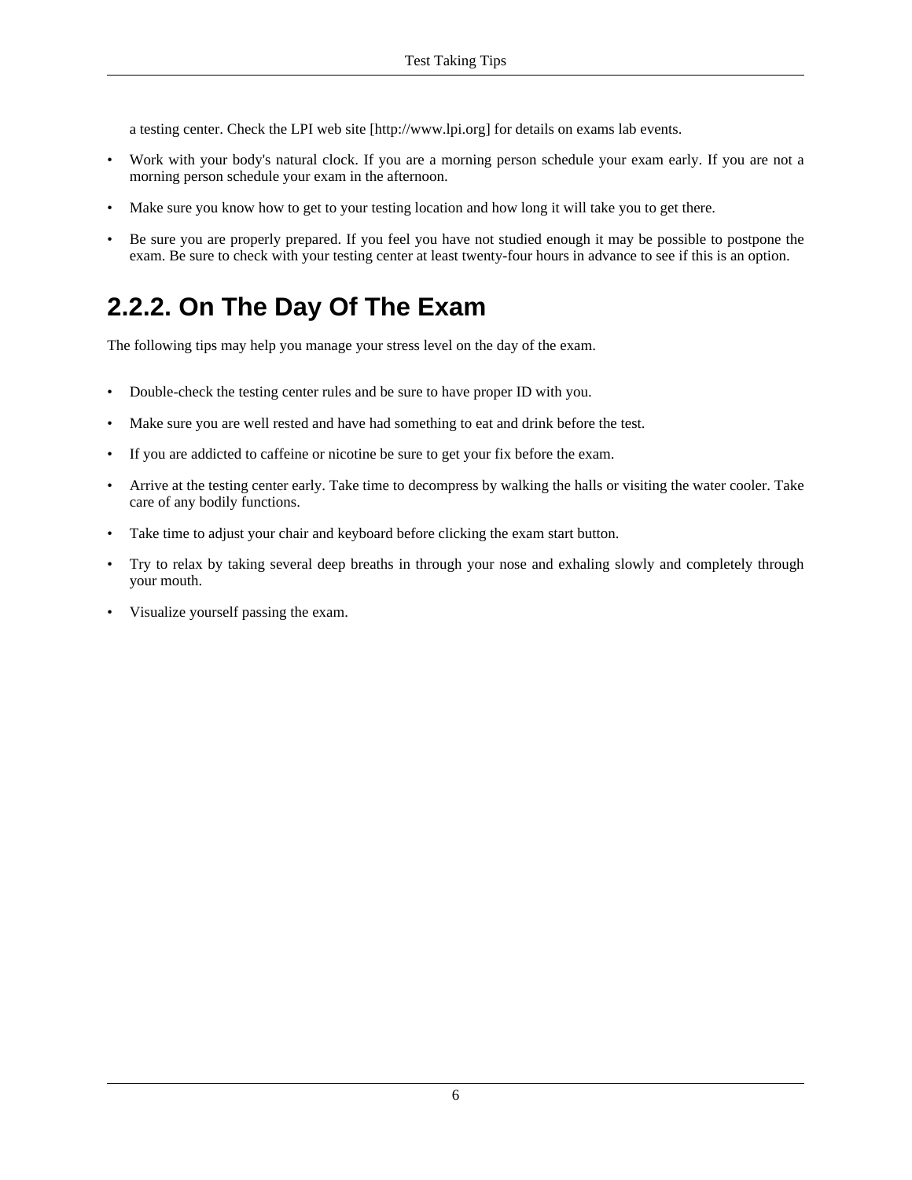a testing center. Check the LPI web site [http://www.lpi.org] for details on exams lab events.

- Work with your body's natural clock. If you are a morning person schedule your exam early. If you are not a morning person schedule your exam in the afternoon.
- Make sure you know how to get to your testing location and how long it will take you to get there.
- Be sure you are properly prepared. If you feel you have not studied enough it may be possible to postpone the exam. Be sure to check with your testing center at least twenty-four hours in advance to see if this is an option.

## 2.2.2. On The Day Of The Exam

The following tips may help you manage your stress level on the day of the exam.

- Double-check the testing center rules and be sure to have proper ID with you.
- Make sure you are well rested and have had something to eat and drink before the test.
- If you are addicted to caffeine or nicotine be sure to get your fix before the exam.
- Arrive at the testing center early. Take time to decompress by walking the halls or visiting the water cooler. Take care of any bodily functions.
- Take time to adjust your chair and keyboard before clicking the exam start button.
- Try to relax by taking several deep breaths in through your nose and exhaling slowly and completely through your mouth.
- Visualize yourself passing the exam.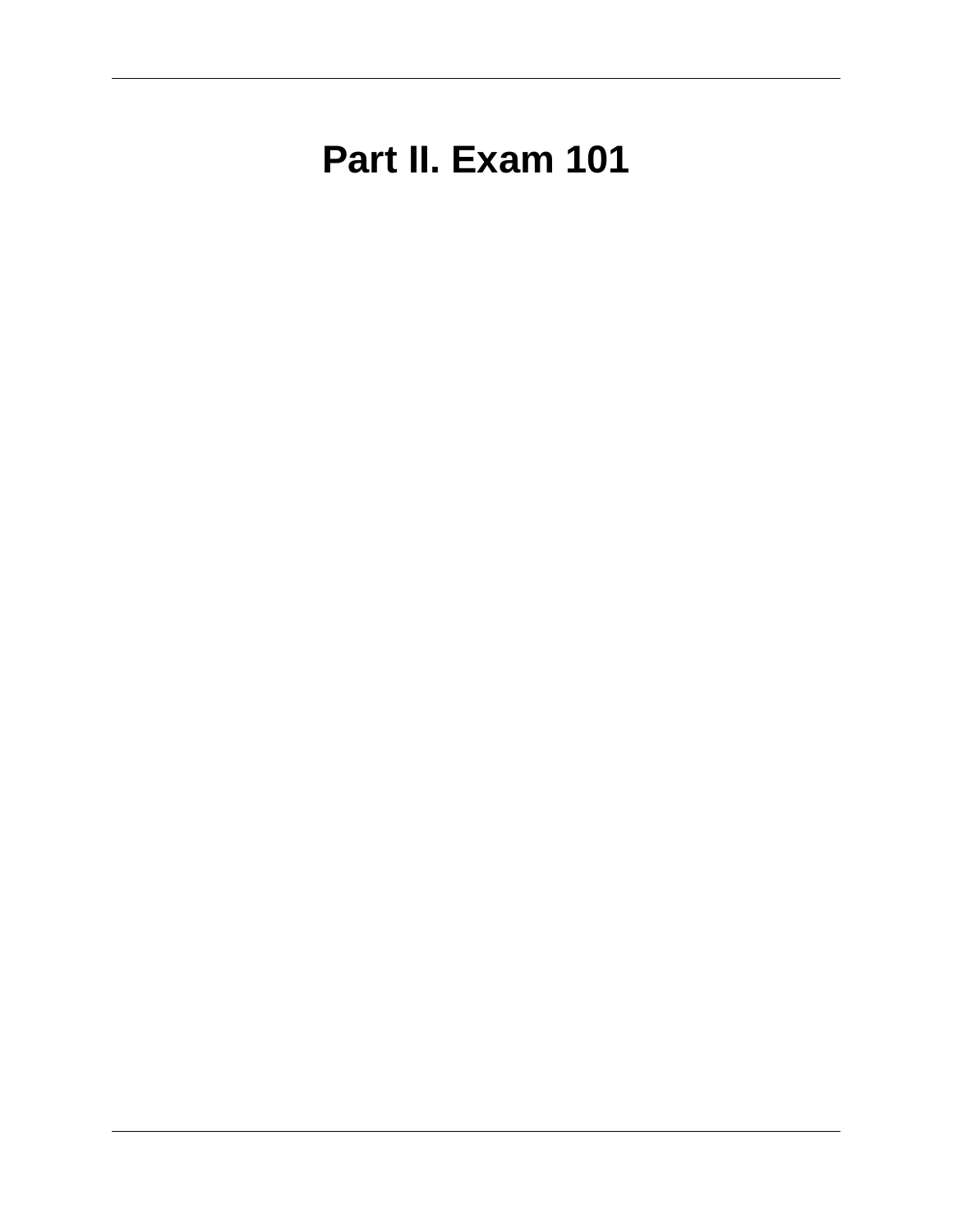# Part II. Exam 101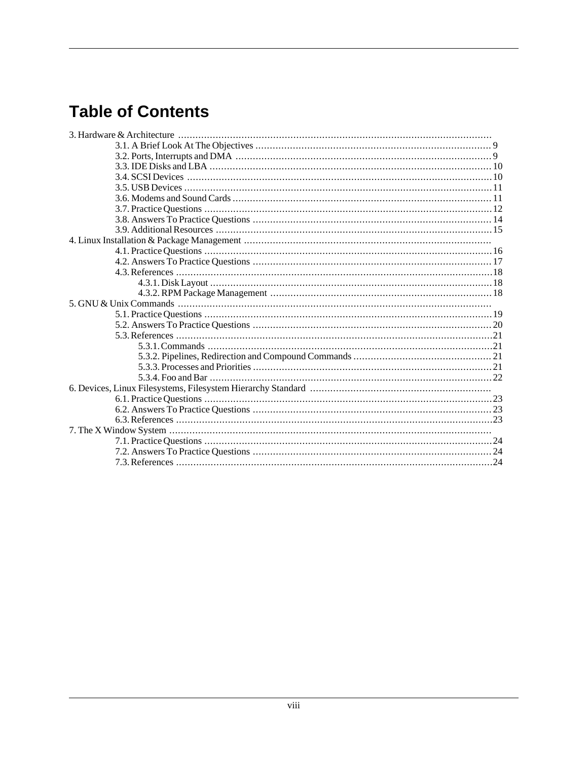# Table of Contents

3. Hardware & Architecture
    - 3.1. A Brief Look At The Objectives ... 9
    - 3.2. Ports, Interrupts and DMA ... 9
    - 3.3. IDE Disks and LBA ... 10
    - 3.4. SCSI Devices ... 10
    - 3.5. USB Devices ... 11
    - 3.6. Modems and Sound Cards ... 11
    - 3.7. Practice Questions ... 12
    - 3.8. Answers To Practice Questions ... 14
    - 3.9. Additional Resources ... 15
4. Linux Installation & Package Management
    - 4.1. Practice Questions ... 16
    - 4.2. Answers To Practice Questions ... 17
    - 4.3. References ... 18
        - 4.3.1. Disk Layout ... 18
        - 4.3.2. RPM Package Management ... 18
5. GNU & Unix Commands
    - 5.1. Practice Questions ... 19
    - 5.2. Answers To Practice Questions ... 20
    - 5.3. References ... 21
        - 5.3.1. Commands ... 21
        - 5.3.2. Pipelines, Redirection and Compound Commands ... 21
        - 5.3.3. Processes and Priorities ... 21
        - 5.3.4. Foo and Bar ... 22
6. Devices, Linux Filesystems, Filesystem Hierarchy Standard
    - 6.1. Practice Questions ... 23
    - 6.2. Answers To Practice Questions ... 23
    - 6.3. References ... 23
7. The X Window System
    - 7.1. Practice Questions ... 24
    - 7.2. Answers To Practice Questions ... 24
    - 7.3. References ... 24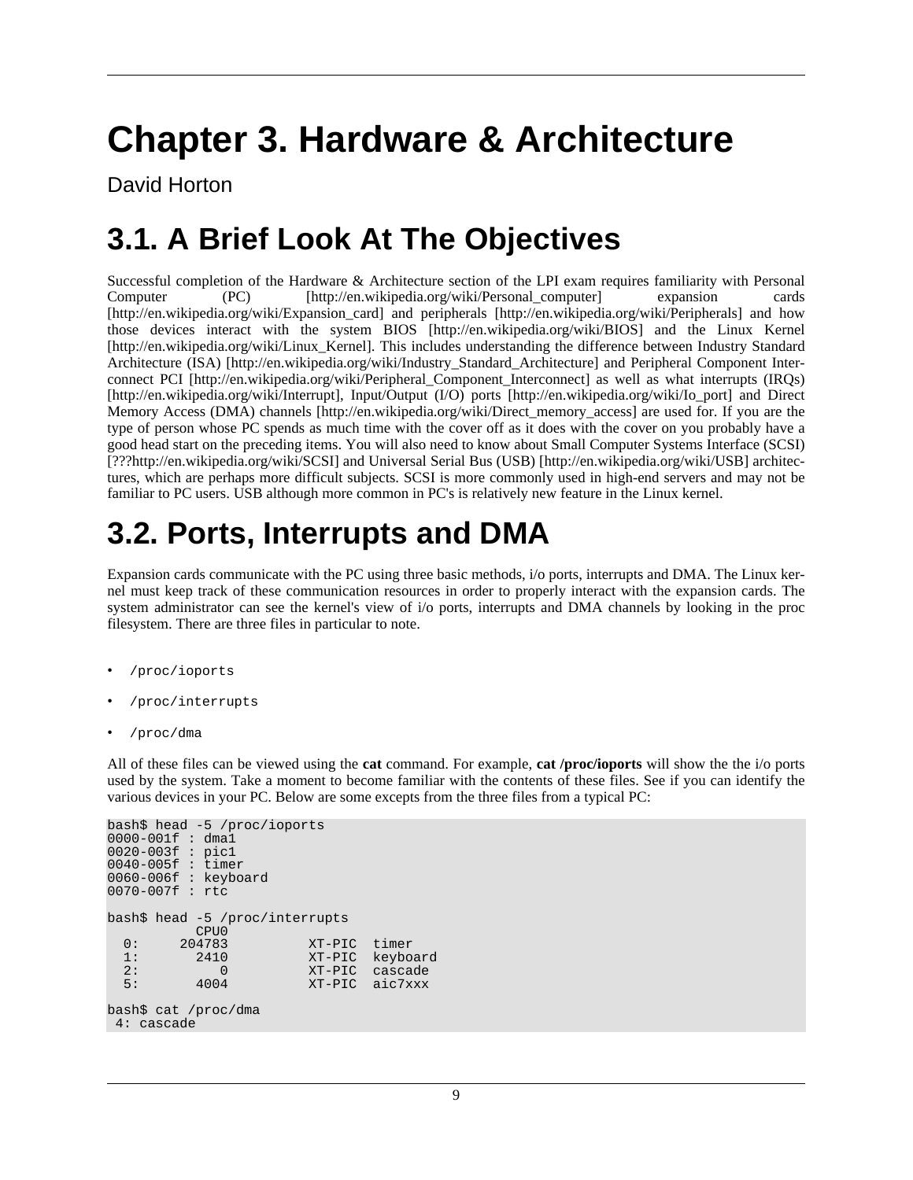# Chapter 3. Hardware & Architecture

David Horton

## 3.1. A Brief Look At The Objectives

Successful completion of the Hardware & Architecture section of the LPI exam requires familiarity with Personal Computer (PC) [http://en.wikipedia.org/wiki/Personal_computer] expansion cards [http://en.wikipedia.org/wiki/Expansion_card] and peripherals [http://en.wikipedia.org/wiki/Peripherals] and how those devices interact with the system BIOS [http://en.wikipedia.org/wiki/BIOS] and the Linux Kernel [http://en.wikipedia.org/wiki/Linux_Kernel]. This includes understanding the difference between Industry Standard Architecture (ISA) [http://en.wikipedia.org/wiki/Industry_Standard_Architecture] and Peripheral Component Interconnect PCI [http://en.wikipedia.org/wiki/Peripheral_Component_Interconnect] as well as what interrupts (IRQs) [http://en.wikipedia.org/wiki/Interrupt], Input/Output (I/O) ports [http://en.wikipedia.org/wiki/Io_port] and Direct Memory Access (DMA) channels [http://en.wikipedia.org/wiki/Direct_memory_access] are used for. If you are the type of person whose PC spends as much time with the cover off as it does with the cover on you probably have a good head start on the preceding items. You will also need to know about Small Computer Systems Interface (SCSI) [???http://en.wikipedia.org/wiki/SCSI] and Universal Serial Bus (USB) [http://en.wikipedia.org/wiki/USB] architectures, which are perhaps more difficult subjects. SCSI is more commonly used in high-end servers and may not be familiar to PC users. USB although more common in PC's is relatively new feature in the Linux kernel.

## 3.2. Ports, Interrupts and DMA

Expansion cards communicate with the PC using three basic methods, i/o ports, interrupts and DMA. The Linux kernel must keep track of these communication resources in order to properly interact with the expansion cards. The system administrator can see the kernel's view of i/o ports, interrupts and DMA channels by looking in the proc filesystem. There are three files in particular to note.

- `/proc/ioports`
- `/proc/interrupts`
- `/proc/dma`

All of these files can be viewed using the **cat** command. For example, **cat /proc/ioports** will show the the i/o ports used by the system. Take a moment to become familiar with the contents of these files. See if you can identify the various devices in your PC. Below are some excepts from the three files from a typical PC:

```
bash$ head -5 /proc/ioports
0000-001f : dma1
0020-003f : pic1
0040-005f : timer
0060-006f : keyboard
0070-007f : rtc

bash$ head -5 /proc/interrupts
           CPU0
  0:     204783          XT-PIC  timer
  1:       2410          XT-PIC  keyboard
  2:          0          XT-PIC  cascade
  5:       4004          XT-PIC  aic7xxx

bash$ cat /proc/dma
 4: cascade
```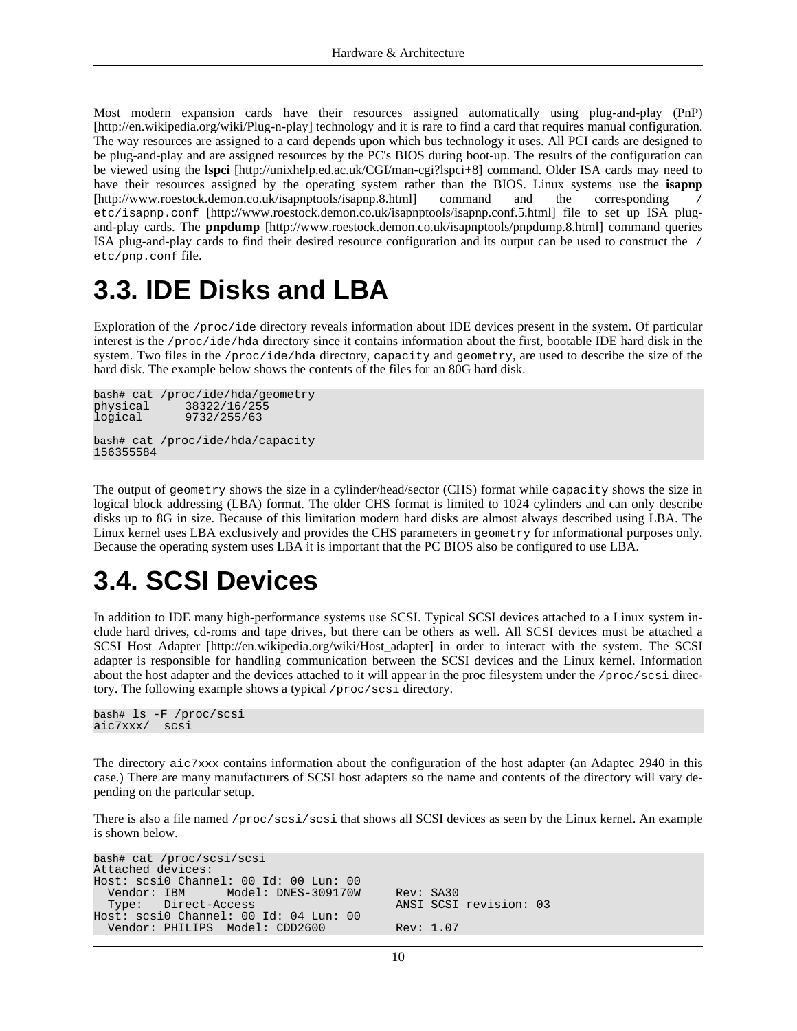Most modern expansion cards have their resources assigned automatically using plug-and-play (PnP) [http://en.wikipedia.org/wiki/Plug-n-play] technology and it is rare to find a card that requires manual configuration. The way resources are assigned to a card depends upon which bus technology it uses. All PCI cards are designed to be plug-and-play and are assigned resources by the PC's BIOS during boot-up. The results of the configuration can be viewed using the **lspci** [http://unixhelp.ed.ac.uk/CGI/man-cgi?lspci+8] command. Older ISA cards may need to have their resources assigned by the operating system rather than the BIOS. Linux systems use the **isapnp** [http://www.roestock.demon.co.uk/isapnptools/isapnp.8.html] command and the corresponding `/etc/isapnp.conf` [http://www.roestock.demon.co.uk/isapnptools/isapnp.conf.5.html] file to set up ISA plug-and-play cards. The **pnpdump** [http://www.roestock.demon.co.uk/isapnptools/pnpdump.8.html] command queries ISA plug-and-play cards to find their desired resource configuration and its output can be used to construct the `/etc/pnp.conf` file.

# 3.3. IDE Disks and LBA

Exploration of the `/proc/ide` directory reveals information about IDE devices present in the system. Of particular interest is the `/proc/ide/hda` directory since it contains information about the first, bootable IDE hard disk in the system. Two files in the `/proc/ide/hda` directory, `capacity` and `geometry`, are used to describe the size of the hard disk. The example below shows the contents of the files for an 80G hard disk.

```
bash# cat /proc/ide/hda/geometry
physical     38322/16/255
logical      9732/255/63

bash# cat /proc/ide/hda/capacity
156355584
```

The output of `geometry` shows the size in a cylinder/head/sector (CHS) format while `capacity` shows the size in logical block addressing (LBA) format. The older CHS format is limited to 1024 cylinders and can only describe disks up to 8G in size. Because of this limitation modern hard disks are almost always described using LBA. The Linux kernel uses LBA exclusively and provides the CHS parameters in `geometry` for informational purposes only. Because the operating system uses LBA it is important that the PC BIOS also be configured to use LBA.

# 3.4. SCSI Devices

In addition to IDE many high-performance systems use SCSI. Typical SCSI devices attached to a Linux system include hard drives, cd-roms and tape drives, but there can be others as well. All SCSI devices must be attached a SCSI Host Adapter [http://en.wikipedia.org/wiki/Host_adapter] in order to interact with the system. The SCSI adapter is responsible for handling communication between the SCSI devices and the Linux kernel. Information about the host adapter and the devices attached to it will appear in the proc filesystem under the `/proc/scsi` directory. The following example shows a typical `/proc/scsi` directory.

```
bash# ls -F /proc/scsi
aic7xxx/  scsi
```

The directory `aic7xxx` contains information about the configuration of the host adapter (an Adaptec 2940 in this case.) There are many manufacturers of SCSI host adapters so the name and contents of the directory will vary depending on the partcular setup.

There is also a file named `/proc/scsi/scsi` that shows all SCSI devices as seen by the Linux kernel. An example is shown below.

```
bash# cat /proc/scsi/scsi
Attached devices:
Host: scsi0 Channel: 00 Id: 00 Lun: 00
  Vendor: IBM      Model: DNES-309170W     Rev: SA30
  Type:   Direct-Access                    ANSI SCSI revision: 03
Host: scsi0 Channel: 00 Id: 04 Lun: 00
  Vendor: PHILIPS  Model: CDD2600          Rev: 1.07
```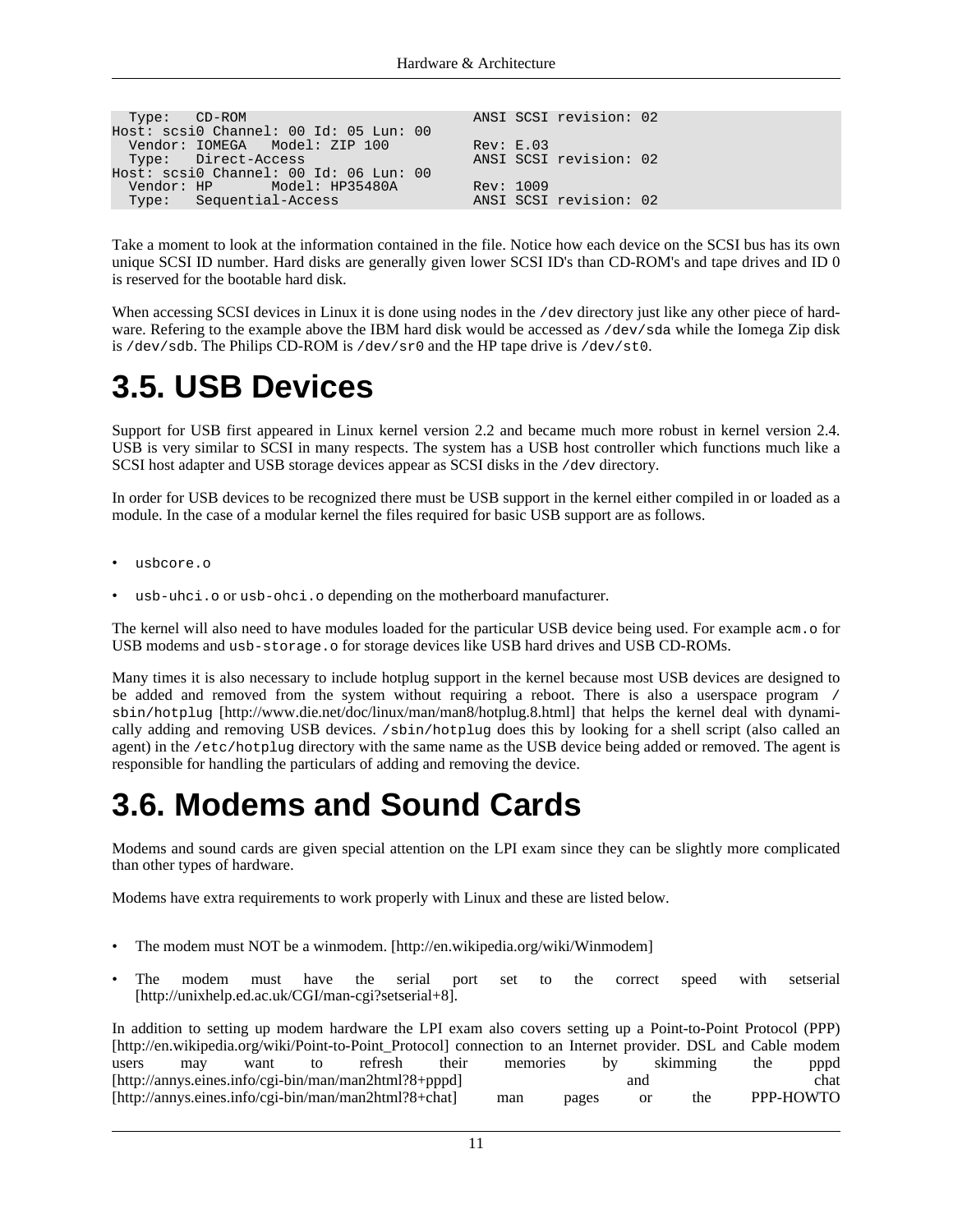```
  Type:   CD-ROM                                   ANSI SCSI revision: 02
Host: scsi0 Channel: 00 Id: 05 Lun: 00
  Vendor: IOMEGA   Model: ZIP 100          Rev: E.03
  Type:   Direct-Access                    ANSI SCSI revision: 02
Host: scsi0 Channel: 00 Id: 06 Lun: 00
  Vendor: HP       Model: HP35480A         Rev: 1009
  Type:   Sequential-Access                ANSI SCSI revision: 02
```

Take a moment to look at the information contained in the file. Notice how each device on the SCSI bus has its own unique SCSI ID number. Hard disks are generally given lower SCSI ID's than CD-ROM's and tape drives and ID 0 is reserved for the bootable hard disk.

When accessing SCSI devices in Linux it is done using nodes in the `/dev` directory just like any other piece of hardware. Refering to the example above the IBM hard disk would be accessed as `/dev/sda` while the Iomega Zip disk is `/dev/sdb`. The Philips CD-ROM is `/dev/sr0` and the HP tape drive is `/dev/st0`.

# 3.5. USB Devices

Support for USB first appeared in Linux kernel version 2.2 and became much more robust in kernel version 2.4. USB is very similar to SCSI in many respects. The system has a USB host controller which functions much like a SCSI host adapter and USB storage devices appear as SCSI disks in the `/dev` directory.

In order for USB devices to be recognized there must be USB support in the kernel either compiled in or loaded as a module. In the case of a modular kernel the files required for basic USB support are as follows.

- `usbcore.o`
- `usb-uhci.o` or `usb-ohci.o` depending on the motherboard manufacturer.

The kernel will also need to have modules loaded for the particular USB device being used. For example `acm.o` for USB modems and `usb-storage.o` for storage devices like USB hard drives and USB CD-ROMs.

Many times it is also necessary to include hotplug support in the kernel because most USB devices are designed to be added and removed from the system without requiring a reboot. There is also a userspace program `/sbin/hotplug` [http://www.die.net/doc/linux/man/man8/hotplug.8.html] that helps the kernel deal with dynamically adding and removing USB devices. `/sbin/hotplug` does this by looking for a shell script (also called an agent) in the `/etc/hotplug` directory with the same name as the USB device being added or removed. The agent is responsible for handling the particulars of adding and removing the device.

# 3.6. Modems and Sound Cards

Modems and sound cards are given special attention on the LPI exam since they can be slightly more complicated than other types of hardware.

Modems have extra requirements to work properly with Linux and these are listed below.

- The modem must NOT be a winmodem. [http://en.wikipedia.org/wiki/Winmodem]
- The modem must have the serial port set to the correct speed with setserial [http://unixhelp.ed.ac.uk/CGI/man-cgi?setserial+8].

In addition to setting up modem hardware the LPI exam also covers setting up a Point-to-Point Protocol (PPP) [http://en.wikipedia.org/wiki/Point-to-Point_Protocol] connection to an Internet provider. DSL and Cable modem users may want to refresh their memories by skimming the pppd [http://annys.eines.info/cgi-bin/man/man2html?8+pppd] and chat [http://annys.eines.info/cgi-bin/man/man2html?8+chat] man pages or the PPP-HOWTO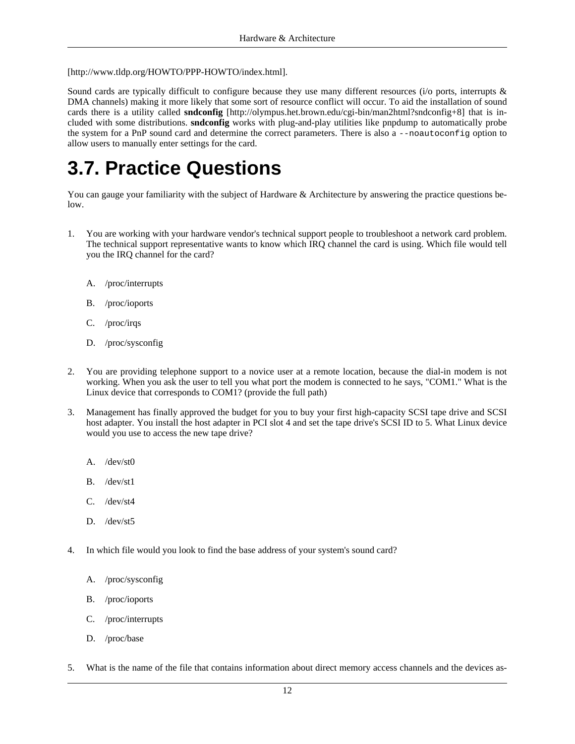[http://www.tldp.org/HOWTO/PPP-HOWTO/index.html].

Sound cards are typically difficult to configure because they use many different resources (i/o ports, interrupts & DMA channels) making it more likely that some sort of resource conflict will occur. To aid the installation of sound cards there is a utility called **sndconfig** [http://olympus.het.brown.edu/cgi-bin/man2html?sndconfig+8] that is included with some distributions. **sndconfig** works with plug-and-play utilities like pnpdump to automatically probe the system for a PnP sound card and determine the correct parameters. There is also a `--noautoconfig` option to allow users to manually enter settings for the card.

# 3.7. Practice Questions

You can gauge your familiarity with the subject of Hardware & Architecture by answering the practice questions below.

1. You are working with your hardware vendor's technical support people to troubleshoot a network card problem. The technical support representative wants to know which IRQ channel the card is using. Which file would tell you the IRQ channel for the card?

   A. /proc/interrupts

   B. /proc/ioports

   C. /proc/irqs

   D. /proc/sysconfig

2. You are providing telephone support to a novice user at a remote location, because the dial-in modem is not working. When you ask the user to tell you what port the modem is connected to he says, "COM1." What is the Linux device that corresponds to COM1? (provide the full path)

3. Management has finally approved the budget for you to buy your first high-capacity SCSI tape drive and SCSI host adapter. You install the host adapter in PCI slot 4 and set the tape drive's SCSI ID to 5. What Linux device would you use to access the new tape drive?

   A. /dev/st0

   B. /dev/st1

   C. /dev/st4

   D. /dev/st5

4. In which file would you look to find the base address of your system's sound card?

   A. /proc/sysconfig

   B. /proc/ioports

   C. /proc/interrupts

   D. /proc/base

5. What is the name of the file that contains information about direct memory access channels and the devices as-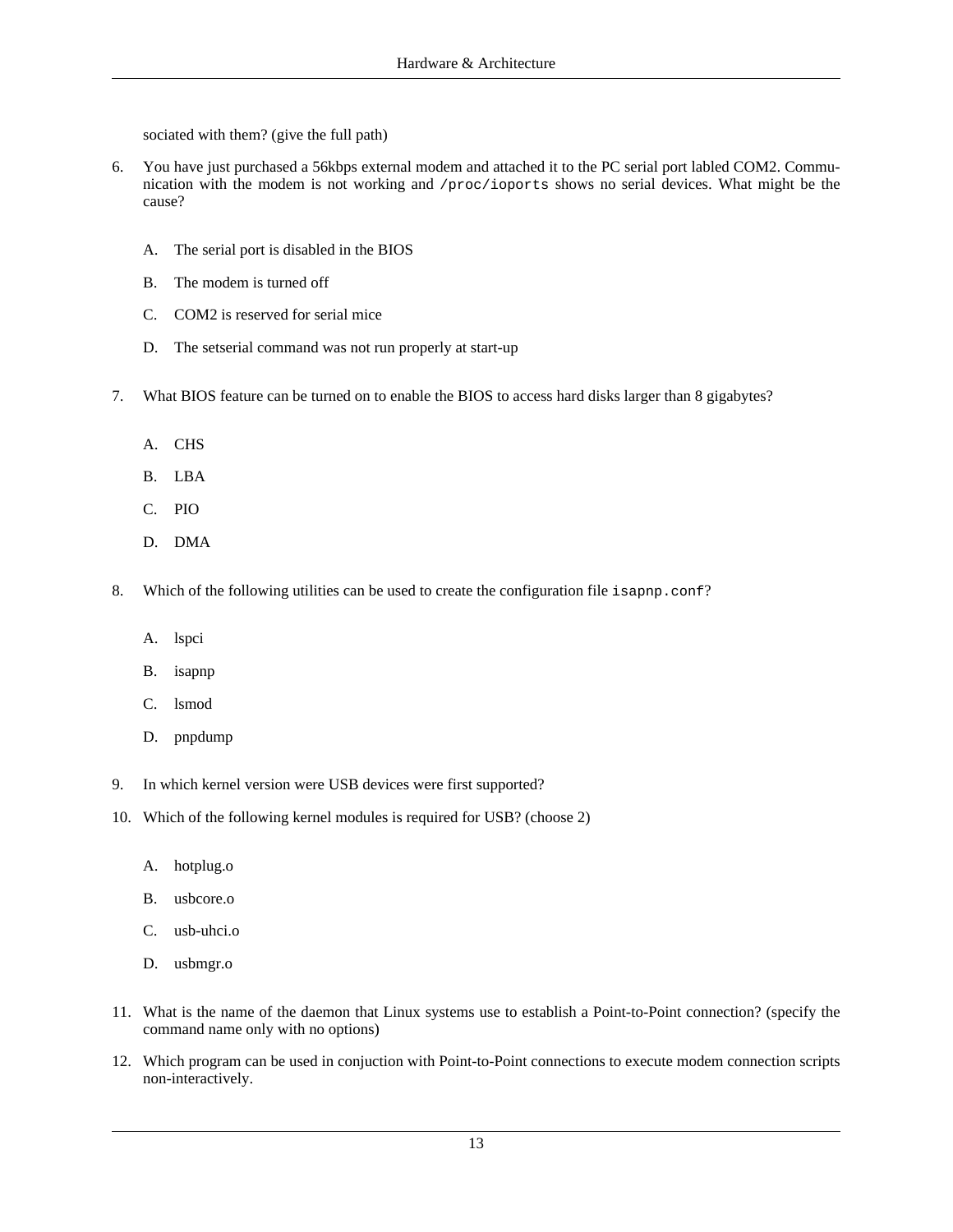sociated with them? (give the full path)

6. You have just purchased a 56kbps external modem and attached it to the PC serial port labled COM2. Communication with the modem is not working and `/proc/ioports` shows no serial devices. What might be the cause?

   A. The serial port is disabled in the BIOS

   B. The modem is turned off

   C. COM2 is reserved for serial mice

   D. The setserial command was not run properly at start-up

7. What BIOS feature can be turned on to enable the BIOS to access hard disks larger than 8 gigabytes?

   A. CHS

   B. LBA

   C. PIO

   D. DMA

8. Which of the following utilities can be used to create the configuration file `isapnp.conf`?

   A. lspci

   B. isapnp

   C. lsmod

   D. pnpdump

9. In which kernel version were USB devices were first supported?

10. Which of the following kernel modules is required for USB? (choose 2)

    A. hotplug.o

    B. usbcore.o

    C. usb-uhci.o

    D. usbmgr.o

11. What is the name of the daemon that Linux systems use to establish a Point-to-Point connection? (specify the command name only with no options)

12. Which program can be used in conjuction with Point-to-Point connections to execute modem connection scripts non-interactively.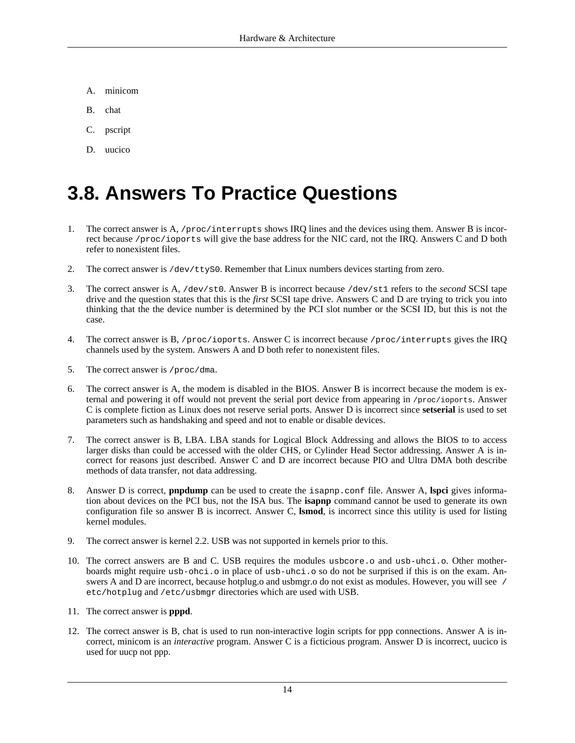A. minicom

B. chat

C. pscript

D. uucico

# 3.8. Answers To Practice Questions

1. The correct answer is A, `/proc/interrupts` shows IRQ lines and the devices using them. Answer B is incorrect because `/proc/ioports` will give the base address for the NIC card, not the IRQ. Answers C and D both refer to nonexistent files.

2. The correct answer is `/dev/ttyS0`. Remember that Linux numbers devices starting from zero.

3. The correct answer is A, `/dev/st0`. Answer B is incorrect because `/dev/st1` refers to the *second* SCSI tape drive and the question states that this is the *first* SCSI tape drive. Answers C and D are trying to trick you into thinking that the the device number is determined by the PCI slot number or the SCSI ID, but this is not the case.

4. The correct answer is B, `/proc/ioports`. Answer C is incorrect because `/proc/interrupts` gives the IRQ channels used by the system. Answers A and D both refer to nonexistent files.

5. The correct answer is `/proc/dma`.

6. The correct answer is A, the modem is disabled in the BIOS. Answer B is incorrect because the modem is external and powering it off would not prevent the serial port device from appearing in `/proc/ioports`. Answer C is complete fiction as Linux does not reserve serial ports. Answer D is incorrect since **setserial** is used to set parameters such as handshaking and speed and not to enable or disable devices.

7. The correct answer is B, LBA. LBA stands for Logical Block Addressing and allows the BIOS to to access larger disks than could be accessed with the older CHS, or Cylinder Head Sector addressing. Answer A is incorrect for reasons just described. Answer C and D are incorrect because PIO and Ultra DMA both describe methods of data transfer, not data addressing.

8. Answer D is correct, **pnpdump** can be used to create the `isapnp.conf` file. Answer A, **lspci** gives information about devices on the PCI bus, not the ISA bus. The **isapnp** command cannot be used to generate its own configuration file so answer B is incorrect. Answer C, **lsmod**, is incorrect since this utility is used for listing kernel modules.

9. The correct answer is kernel 2.2. USB was not supported in kernels prior to this.

10. The correct answers are B and C. USB requires the modules `usbcore.o` and `usb-uhci.o`. Other motherboards might require `usb-ohci.o` in place of `usb-uhci.o` so do not be surprised if this is on the exam. Answers A and D are incorrect, because hotplug.o and usbmgr.o do not exist as modules. However, you will see `/etc/hotplug` and `/etc/usbmgr` directories which are used with USB.

11. The correct answer is **pppd**.

12. The correct answer is B, chat is used to run non-interactive login scripts for ppp connections. Answer A is incorrect, minicom is an *interactive* program. Answer C is a ficticious program. Answer D is incorrect, uucico is used for uucp not ppp.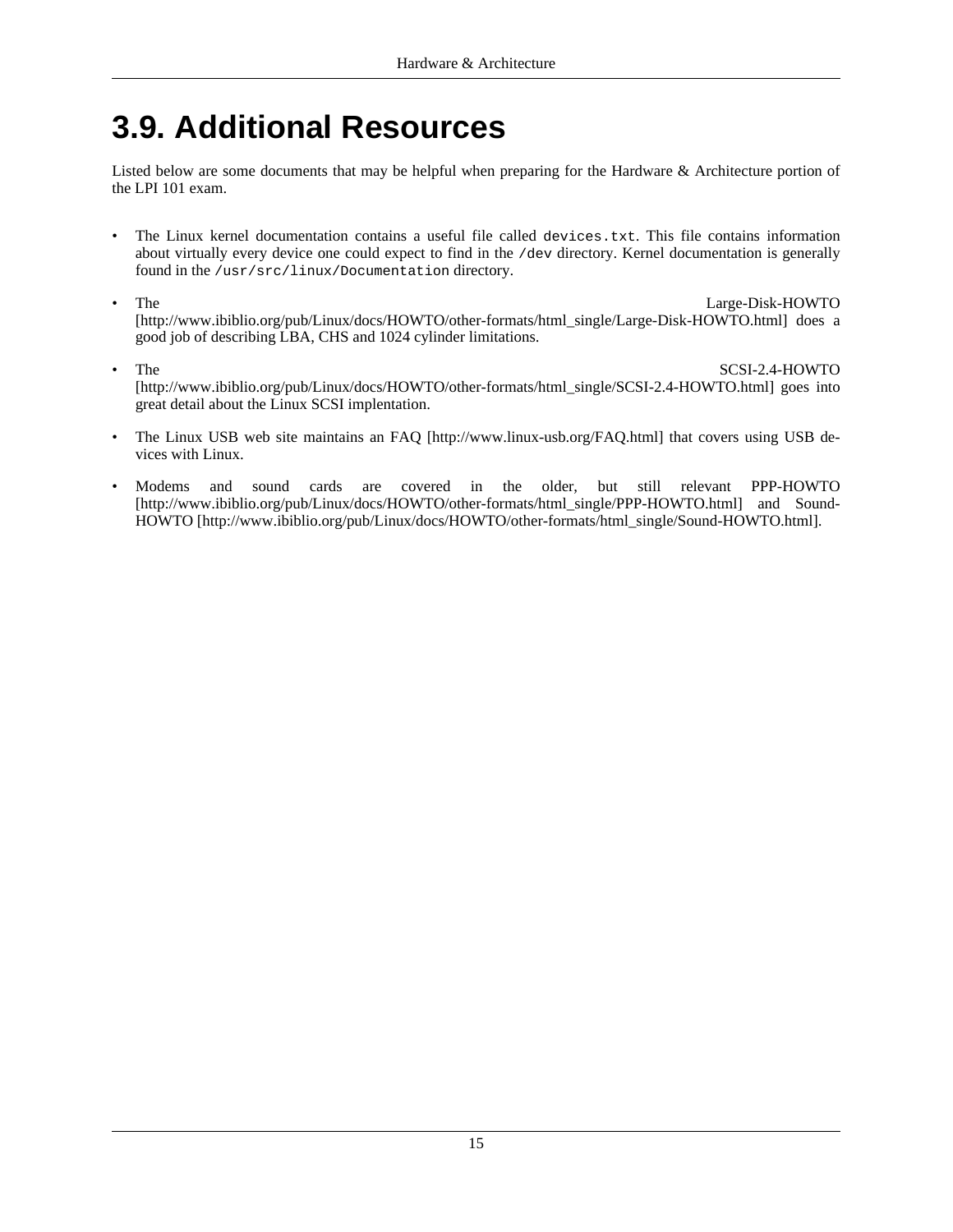# 3.9. Additional Resources

Listed below are some documents that may be helpful when preparing for the Hardware & Architecture portion of the LPI 101 exam.

- The Linux kernel documentation contains a useful file called `devices.txt`. This file contains information about virtually every device one could expect to find in the `/dev` directory. Kernel documentation is generally found in the `/usr/src/linux/Documentation` directory.
- The Large-Disk-HOWTO [http://www.ibiblio.org/pub/Linux/docs/HOWTO/other-formats/html_single/Large-Disk-HOWTO.html] does a good job of describing LBA, CHS and 1024 cylinder limitations.
- The SCSI-2.4-HOWTO [http://www.ibiblio.org/pub/Linux/docs/HOWTO/other-formats/html_single/SCSI-2.4-HOWTO.html] goes into great detail about the Linux SCSI implentation.
- The Linux USB web site maintains an FAQ [http://www.linux-usb.org/FAQ.html] that covers using USB devices with Linux.
- Modems and sound cards are covered in the older, but still relevant PPP-HOWTO [http://www.ibiblio.org/pub/Linux/docs/HOWTO/other-formats/html_single/PPP-HOWTO.html] and Sound-HOWTO [http://www.ibiblio.org/pub/Linux/docs/HOWTO/other-formats/html_single/Sound-HOWTO.html].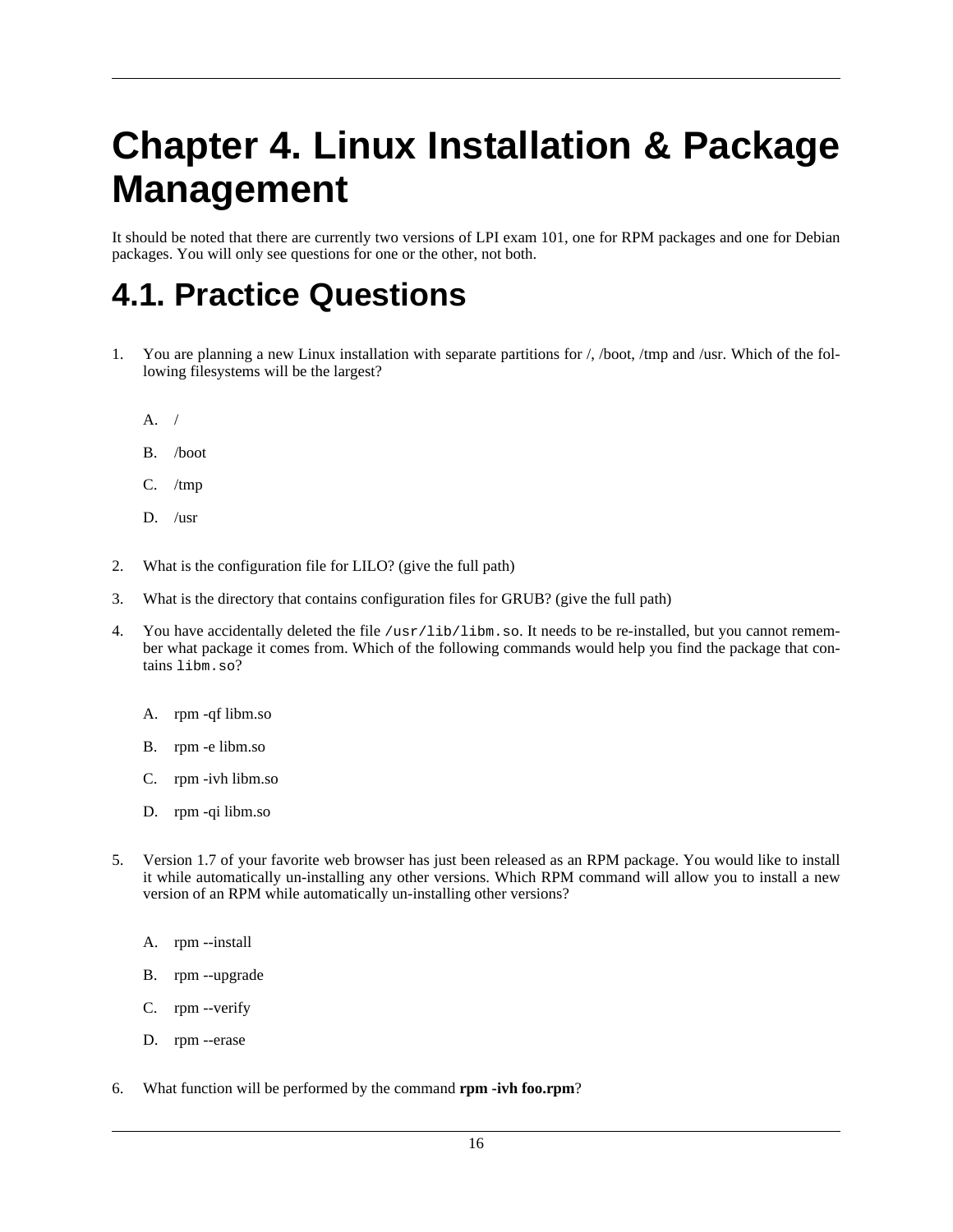# Chapter 4. Linux Installation & Package Management

It should be noted that there are currently two versions of LPI exam 101, one for RPM packages and one for Debian packages. You will only see questions for one or the other, not both.

## 4.1. Practice Questions

1. You are planning a new Linux installation with separate partitions for /, /boot, /tmp and /usr. Which of the following filesystems will be the largest?

   A. /

   B. /boot

   C. /tmp

   D. /usr

2. What is the configuration file for LILO? (give the full path)

3. What is the directory that contains configuration files for GRUB? (give the full path)

4. You have accidentally deleted the file `/usr/lib/libm.so`. It needs to be re-installed, but you cannot remember what package it comes from. Which of the following commands would help you find the package that contains `libm.so`?

   A. rpm -qf libm.so

   B. rpm -e libm.so

   C. rpm -ivh libm.so

   D. rpm -qi libm.so

5. Version 1.7 of your favorite web browser has just been released as an RPM package. You would like to install it while automatically un-installing any other versions. Which RPM command will allow you to install a new version of an RPM while automatically un-installing other versions?

   A. rpm --install

   B. rpm --upgrade

   C. rpm --verify

   D. rpm --erase

6. What function will be performed by the command **rpm -ivh foo.rpm**?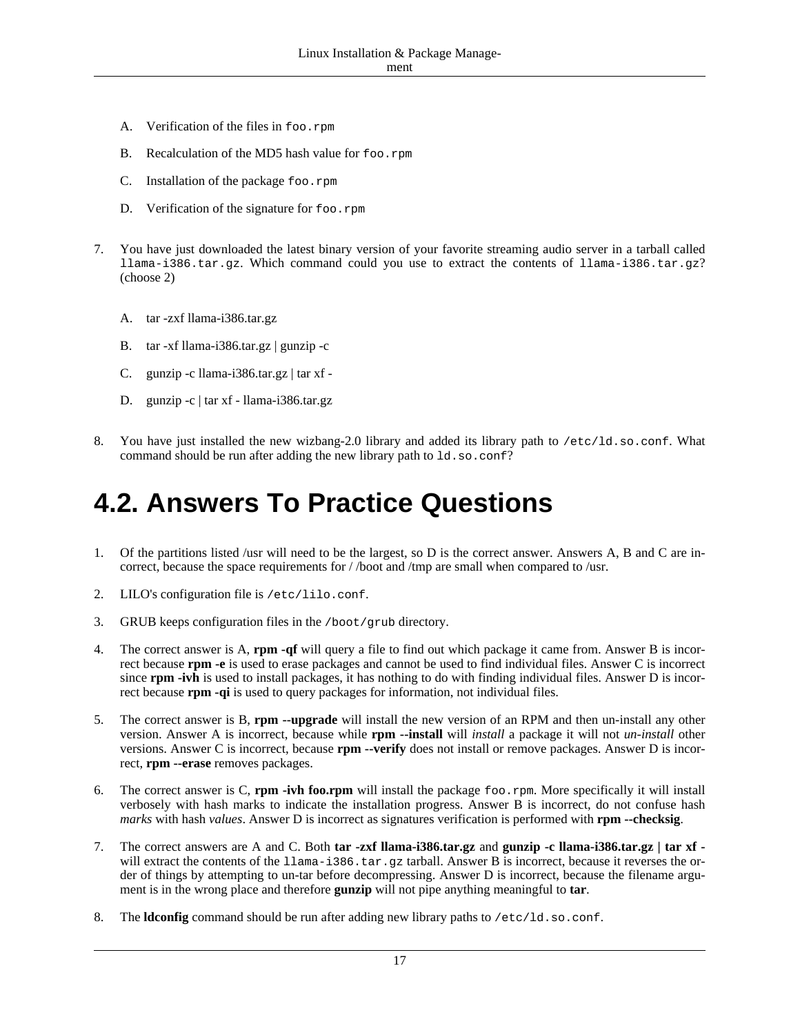A. Verification of the files in `foo.rpm`

   B. Recalculation of the MD5 hash value for `foo.rpm`

   C. Installation of the package `foo.rpm`

   D. Verification of the signature for `foo.rpm`

7. You have just downloaded the latest binary version of your favorite streaming audio server in a tarball called `llama-i386.tar.gz`. Which command could you use to extract the contents of `llama-i386.tar.gz`? (choose 2)

   A. tar -zxf llama-i386.tar.gz

   B. tar -xf llama-i386.tar.gz | gunzip -c

   C. gunzip -c llama-i386.tar.gz | tar xf -

   D. gunzip -c | tar xf - llama-i386.tar.gz

8. You have just installed the new wizbang-2.0 library and added its library path to `/etc/ld.so.conf`. What command should be run after adding the new library path to `ld.so.conf`?

# 4.2. Answers To Practice Questions

1. Of the partitions listed /usr will need to be the largest, so D is the correct answer. Answers A, B and C are incorrect, because the space requirements for / /boot and /tmp are small when compared to /usr.

2. LILO's configuration file is `/etc/lilo.conf`.

3. GRUB keeps configuration files in the `/boot/grub` directory.

4. The correct answer is A, **rpm -qf** will query a file to find out which package it came from. Answer B is incorrect because **rpm -e** is used to erase packages and cannot be used to find individual files. Answer C is incorrect since **rpm -ivh** is used to install packages, it has nothing to do with finding individual files. Answer D is incorrect because **rpm -qi** is used to query packages for information, not individual files.

5. The correct answer is B, **rpm --upgrade** will install the new version of an RPM and then un-install any other version. Answer A is incorrect, because while **rpm --install** will *install* a package it will not *un-install* other versions. Answer C is incorrect, because **rpm --verify** does not install or remove packages. Answer D is incorrect, **rpm --erase** removes packages.

6. The correct answer is C, **rpm -ivh foo.rpm** will install the package `foo.rpm`. More specifically it will install verbosely with hash marks to indicate the installation progress. Answer B is incorrect, do not confuse hash *marks* with hash *values*. Answer D is incorrect as signatures verification is performed with **rpm --checksig**.

7. The correct answers are A and C. Both **tar -zxf llama-i386.tar.gz** and **gunzip -c llama-i386.tar.gz | tar xf -** will extract the contents of the `llama-i386.tar.gz` tarball. Answer B is incorrect, because it reverses the order of things by attempting to un-tar before decompressing. Answer D is incorrect, because the filename argument is in the wrong place and therefore **gunzip** will not pipe anything meaningful to **tar**.

8. The **ldconfig** command should be run after adding new library paths to `/etc/ld.so.conf`.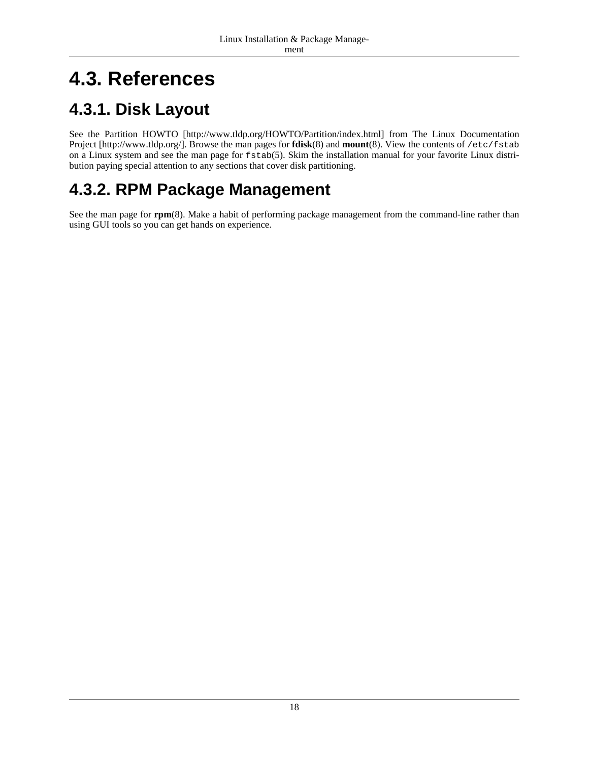# 4.3. References

## 4.3.1. Disk Layout

See the Partition HOWTO [http://www.tldp.org/HOWTO/Partition/index.html] from The Linux Documentation Project [http://www.tldp.org/]. Browse the man pages for **fdisk**(8) and **mount**(8). View the contents of `/etc/fstab` on a Linux system and see the man page for `fstab`(5). Skim the installation manual for your favorite Linux distribution paying special attention to any sections that cover disk partitioning.

## 4.3.2. RPM Package Management

See the man page for **rpm**(8). Make a habit of performing package management from the command-line rather than using GUI tools so you can get hands on experience.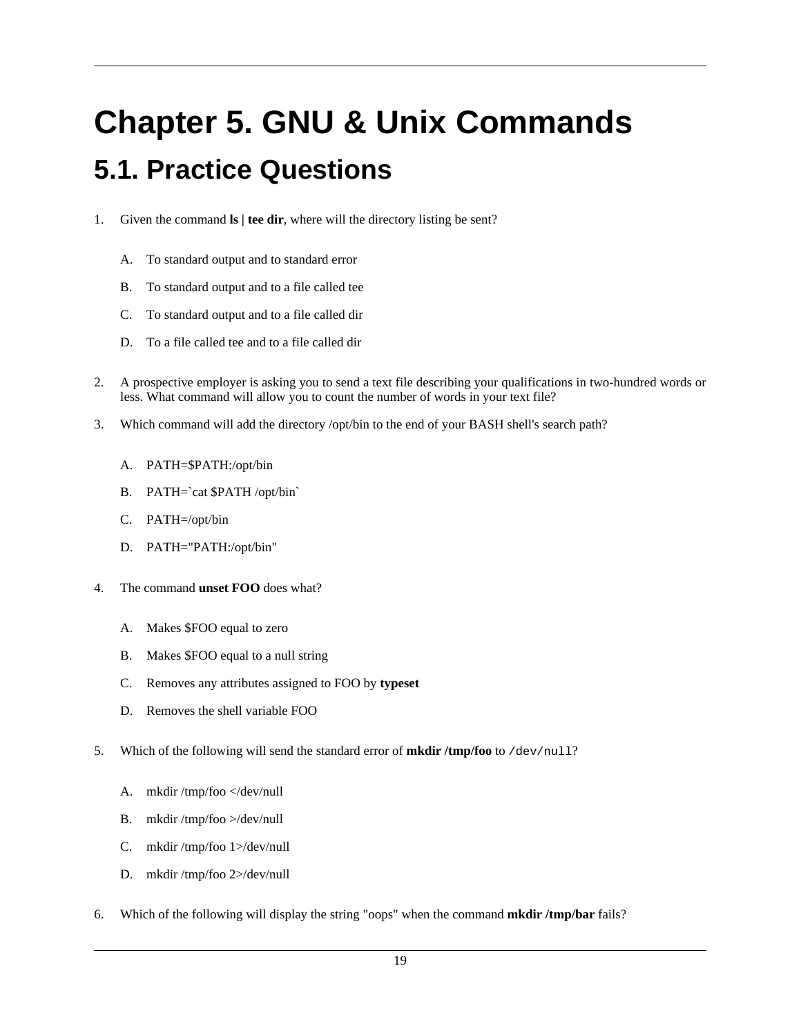# Chapter 5. GNU & Unix Commands

## 5.1. Practice Questions

1. Given the command **ls | tee dir**, where will the directory listing be sent?

   A. To standard output and to standard error

   B. To standard output and to a file called tee

   C. To standard output and to a file called dir

   D. To a file called tee and to a file called dir

2. A prospective employer is asking you to send a text file describing your qualifications in two-hundred words or less. What command will allow you to count the number of words in your text file?

3. Which command will add the directory /opt/bin to the end of your BASH shell's search path?

   A. PATH=$PATH:/opt/bin

   B. PATH=`cat $PATH /opt/bin`

   C. PATH=/opt/bin

   D. PATH="PATH:/opt/bin"

4. The command **unset FOO** does what?

   A. Makes $FOO equal to zero

   B. Makes $FOO equal to a null string

   C. Removes any attributes assigned to FOO by **typeset**

   D. Removes the shell variable FOO

5. Which of the following will send the standard error of **mkdir /tmp/foo** to `/dev/null`?

   A. mkdir /tmp/foo </dev/null

   B. mkdir /tmp/foo >/dev/null

   C. mkdir /tmp/foo 1>/dev/null

   D. mkdir /tmp/foo 2>/dev/null

6. Which of the following will display the string "oops" when the command **mkdir /tmp/bar** fails?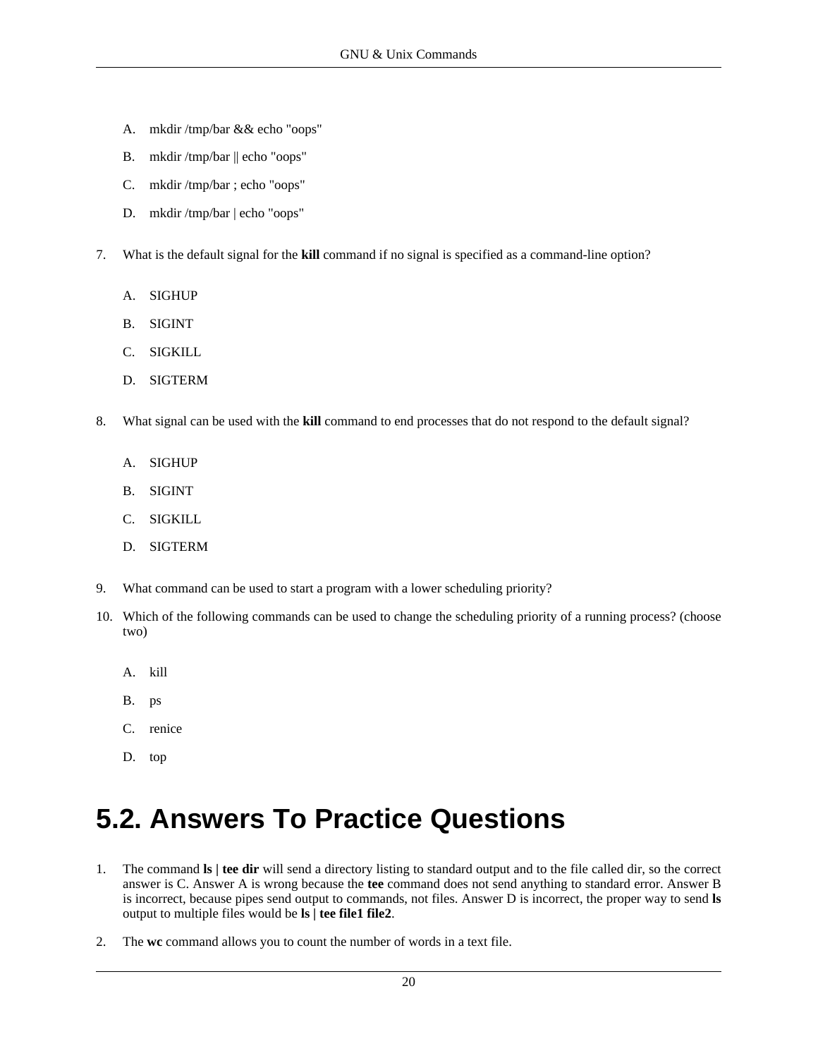A. mkdir /tmp/bar && echo "oops"

   B. mkdir /tmp/bar || echo "oops"

   C. mkdir /tmp/bar ; echo "oops"

   D. mkdir /tmp/bar | echo "oops"

7. What is the default signal for the **kill** command if no signal is specified as a command-line option?

   A. SIGHUP

   B. SIGINT

   C. SIGKILL

   D. SIGTERM

8. What signal can be used with the **kill** command to end processes that do not respond to the default signal?

   A. SIGHUP

   B. SIGINT

   C. SIGKILL

   D. SIGTERM

9. What command can be used to start a program with a lower scheduling priority?

10. Which of the following commands can be used to change the scheduling priority of a running process? (choose two)

    A. kill

    B. ps

    C. renice

    D. top

# 5.2. Answers To Practice Questions

1. The command **ls | tee dir** will send a directory listing to standard output and to the file called dir, so the correct answer is C. Answer A is wrong because the **tee** command does not send anything to standard error. Answer B is incorrect, because pipes send output to commands, not files. Answer D is incorrect, the proper way to send **ls** output to multiple files would be **ls | tee file1 file2**.

2. The **wc** command allows you to count the number of words in a text file.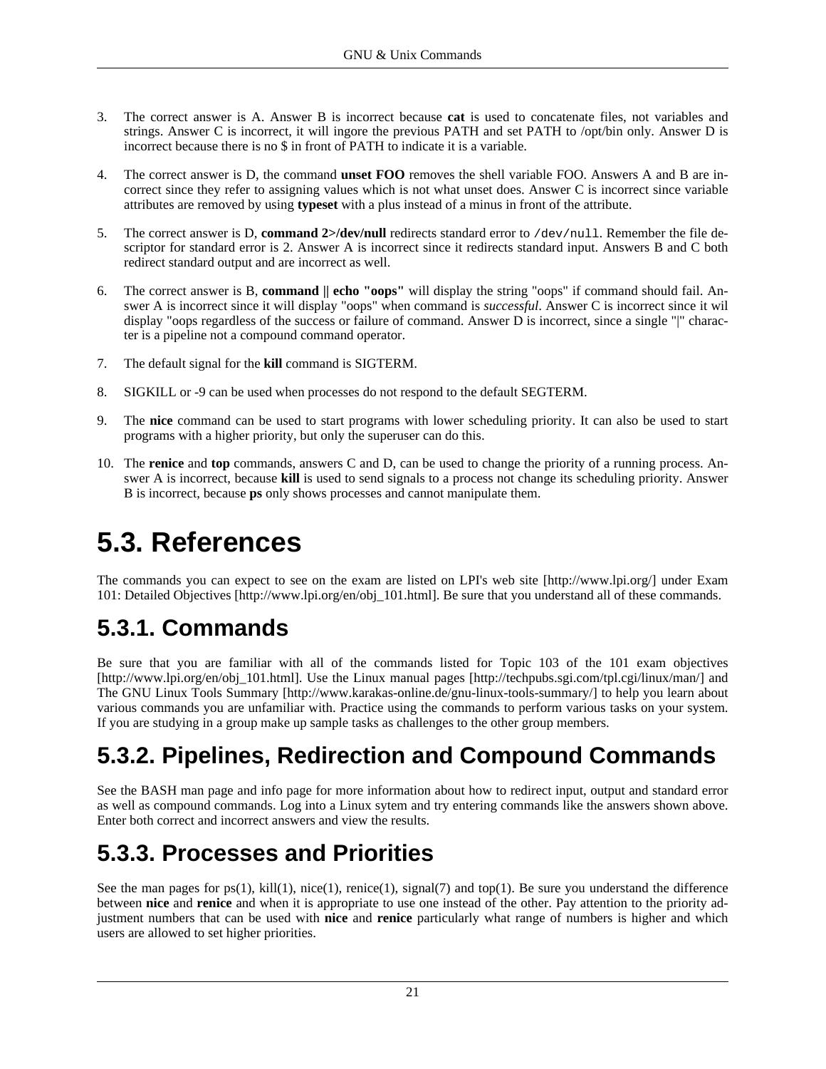3. The correct answer is A. Answer B is incorrect because **cat** is used to concatenate files, not variables and strings. Answer C is incorrect, it will ingore the previous PATH and set PATH to /opt/bin only. Answer D is incorrect because there is no $ in front of PATH to indicate it is a variable.

4. The correct answer is D, the command **unset FOO** removes the shell variable FOO. Answers A and B are incorrect since they refer to assigning values which is not what unset does. Answer C is incorrect since variable attributes are removed by using **typeset** with a plus instead of a minus in front of the attribute.

5. The correct answer is D, **command 2>/dev/null** redirects standard error to `/dev/null`. Remember the file descriptor for standard error is 2. Answer A is incorrect since it redirects standard input. Answers B and C both redirect standard output and are incorrect as well.

6. The correct answer is B, **command || echo "oops"** will display the string "oops" if command should fail. Answer A is incorrect since it will display "oops" when command is *successful*. Answer C is incorrect since it wil display "oops regardless of the success or failure of command. Answer D is incorrect, since a single "|" character is a pipeline not a compound command operator.

7. The default signal for the **kill** command is SIGTERM.

8. SIGKILL or -9 can be used when processes do not respond to the default SEGTERM.

9. The **nice** command can be used to start programs with lower scheduling priority. It can also be used to start programs with a higher priority, but only the superuser can do this.

10. The **renice** and **top** commands, answers C and D, can be used to change the priority of a running process. Answer A is incorrect, because **kill** is used to send signals to a process not change its scheduling priority. Answer B is incorrect, because **ps** only shows processes and cannot manipulate them.

# 5.3. References

The commands you can expect to see on the exam are listed on LPI's web site [http://www.lpi.org/] under Exam 101: Detailed Objectives [http://www.lpi.org/en/obj_101.html]. Be sure that you understand all of these commands.

## 5.3.1. Commands

Be sure that you are familiar with all of the commands listed for Topic 103 of the 101 exam objectives [http://www.lpi.org/en/obj_101.html]. Use the Linux manual pages [http://techpubs.sgi.com/tpl.cgi/linux/man/] and The GNU Linux Tools Summary [http://www.karakas-online.de/gnu-linux-tools-summary/] to help you learn about various commands you are unfamiliar with. Practice using the commands to perform various tasks on your system. If you are studying in a group make up sample tasks as challenges to the other group members.

## 5.3.2. Pipelines, Redirection and Compound Commands

See the BASH man page and info page for more information about how to redirect input, output and standard error as well as compound commands. Log into a Linux sytem and try entering commands like the answers shown above. Enter both correct and incorrect answers and view the results.

## 5.3.3. Processes and Priorities

See the man pages for ps(1), kill(1), nice(1), renice(1), signal(7) and top(1). Be sure you understand the difference between **nice** and **renice** and when it is appropriate to use one instead of the other. Pay attention to the priority adjustment numbers that can be used with **nice** and **renice** particularly what range of numbers is higher and which users are allowed to set higher priorities.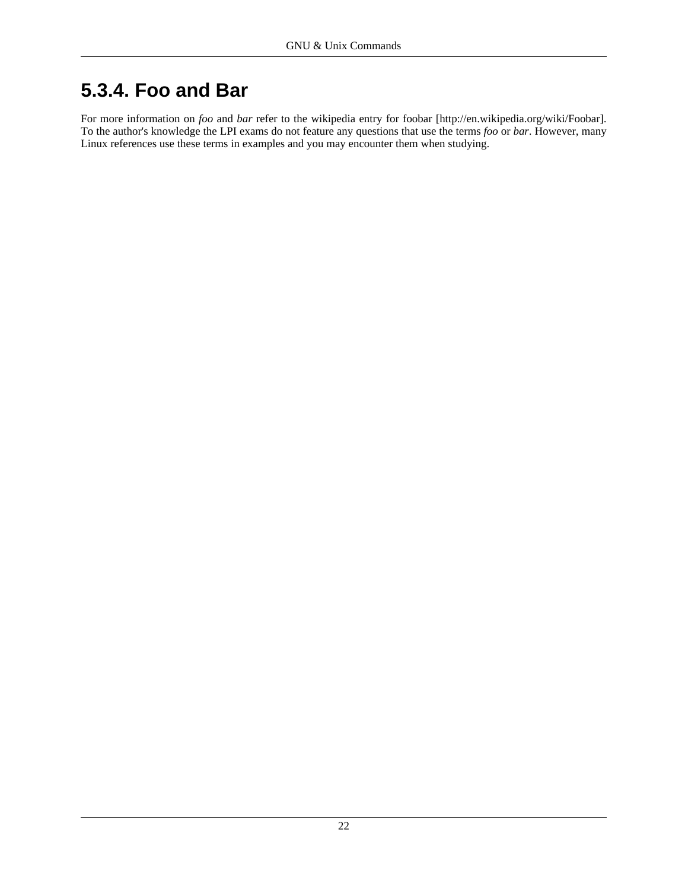### 5.3.4. Foo and Bar

For more information on *foo* and *bar* refer to the wikipedia entry for foobar [http://en.wikipedia.org/wiki/Foobar]. To the author's knowledge the LPI exams do not feature any questions that use the terms *foo* or *bar*. However, many Linux references use these terms in examples and you may encounter them when studying.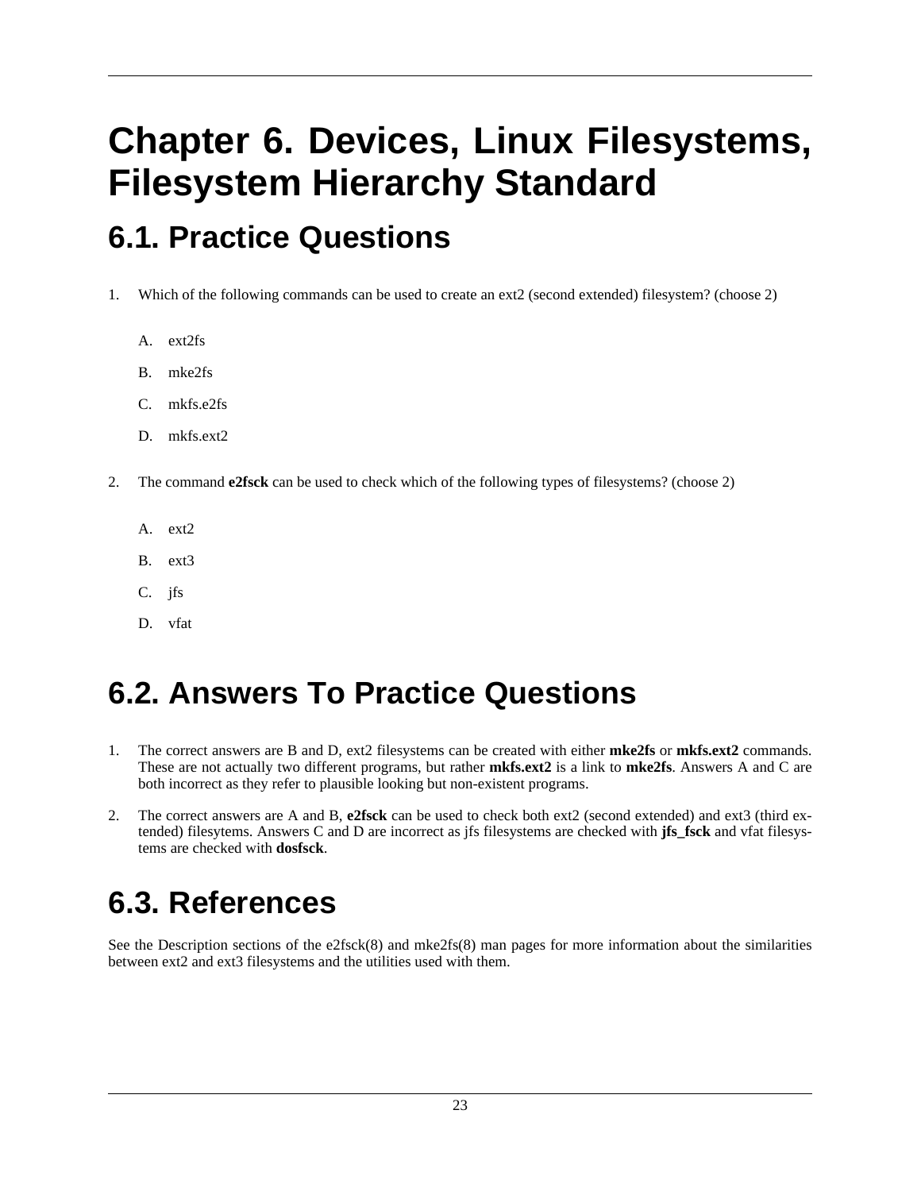# Chapter 6. Devices, Linux Filesystems, Filesystem Hierarchy Standard

## 6.1. Practice Questions

1. Which of the following commands can be used to create an ext2 (second extended) filesystem? (choose 2)

   A. ext2fs

   B. mke2fs

   C. mkfs.e2fs

   D. mkfs.ext2

2. The command **e2fsck** can be used to check which of the following types of filesystems? (choose 2)

   A. ext2

   B. ext3

   C. jfs

   D. vfat

## 6.2. Answers To Practice Questions

1. The correct answers are B and D, ext2 filesystems can be created with either **mke2fs** or **mkfs.ext2** commands. These are not actually two different programs, but rather **mkfs.ext2** is a link to **mke2fs**. Answers A and C are both incorrect as they refer to plausible looking but non-existent programs.

2. The correct answers are A and B, **e2fsck** can be used to check both ext2 (second extended) and ext3 (third extended) filesytems. Answers C and D are incorrect as jfs filesystems are checked with **jfs_fsck** and vfat filesystems are checked with **dosfsck**.

## 6.3. References

See the Description sections of the e2fsck(8) and mke2fs(8) man pages for more information about the similarities between ext2 and ext3 filesystems and the utilities used with them.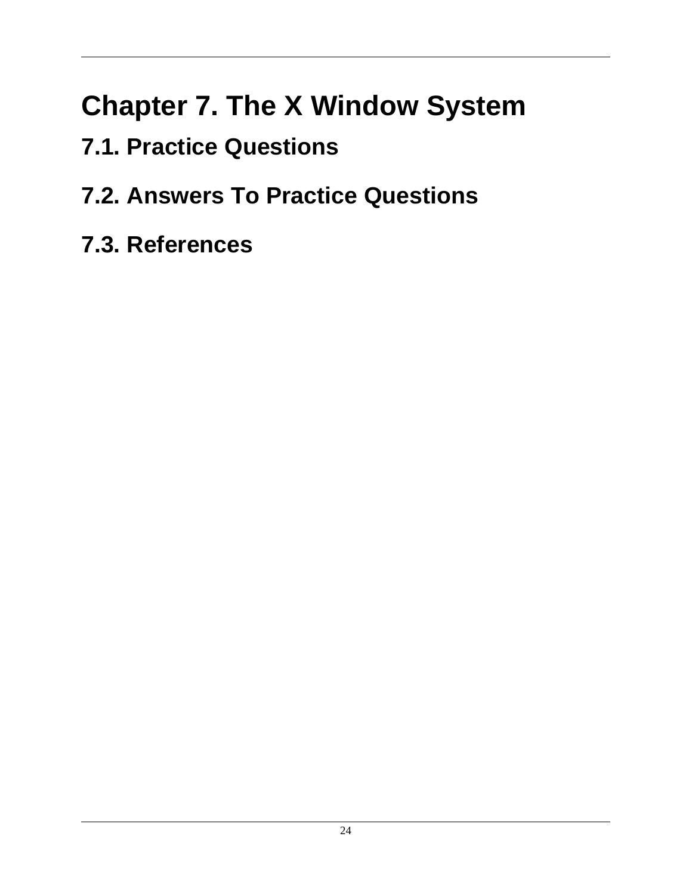# Chapter 7. The X Window System

## 7.1. Practice Questions

## 7.2. Answers To Practice Questions

## 7.3. References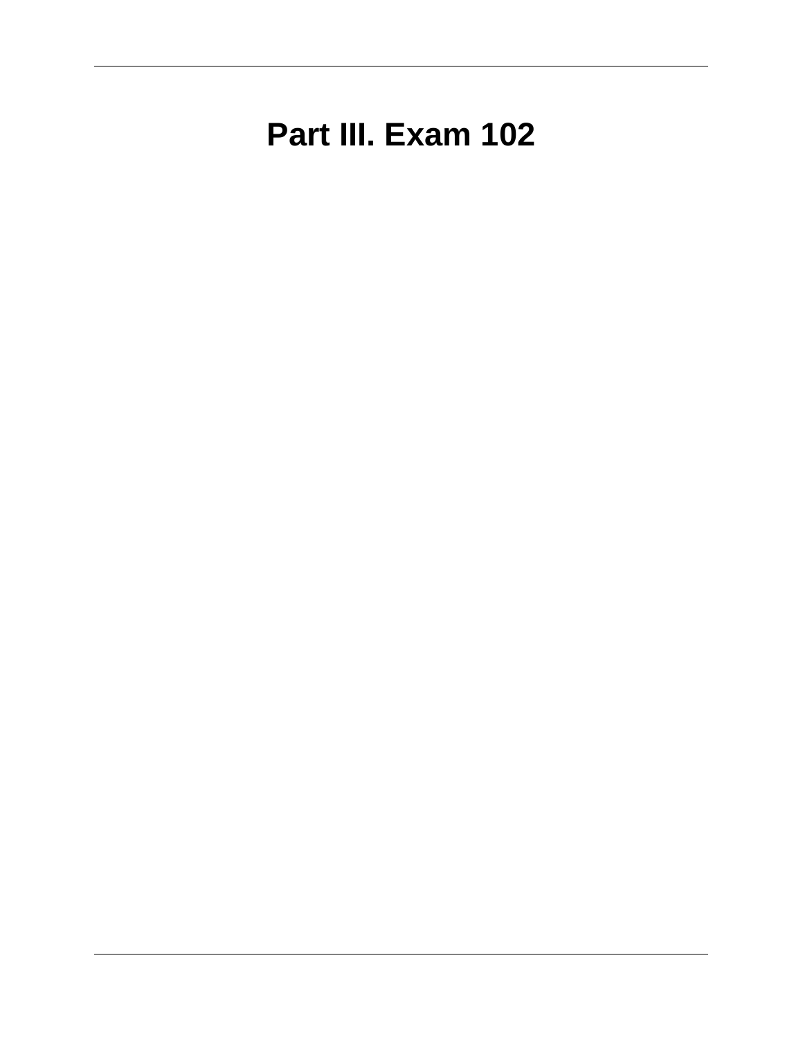# Part III. Exam 102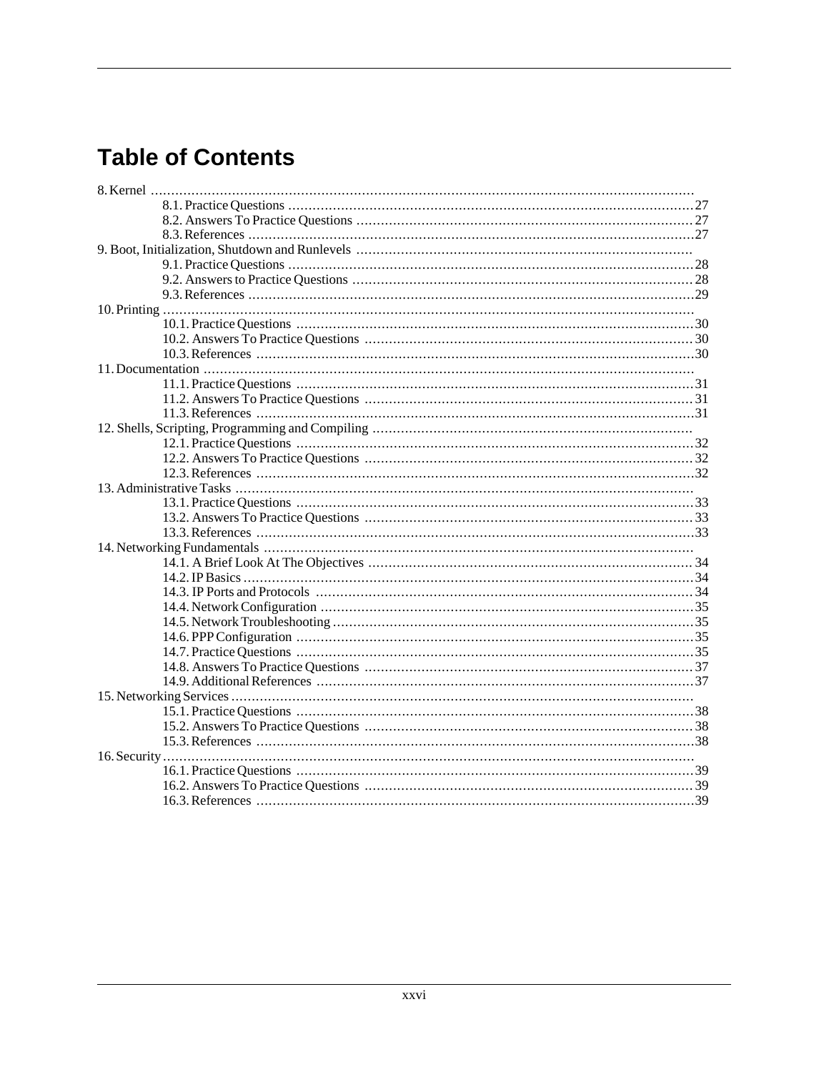# Table of Contents

8. Kernel
   - 8.1. Practice Questions ... 27
   - 8.2. Answers To Practice Questions ... 27
   - 8.3. References ... 27
9. Boot, Initialization, Shutdown and Runlevels
   - 9.1. Practice Questions ... 28
   - 9.2. Answers to Practice Questions ... 28
   - 9.3. References ... 29
10. Printing
    - 10.1. Practice Questions ... 30
    - 10.2. Answers To Practice Questions ... 30
    - 10.3. References ... 30
11. Documentation
    - 11.1. Practice Questions ... 31
    - 11.2. Answers To Practice Questions ... 31
    - 11.3. References ... 31
12. Shells, Scripting, Programming and Compiling
    - 12.1. Practice Questions ... 32
    - 12.2. Answers To Practice Questions ... 32
    - 12.3. References ... 32
13. Administrative Tasks
    - 13.1. Practice Questions ... 33
    - 13.2. Answers To Practice Questions ... 33
    - 13.3. References ... 33
14. Networking Fundamentals
    - 14.1. A Brief Look At The Objectives ... 34
    - 14.2. IP Basics ... 34
    - 14.3. IP Ports and Protocols ... 34
    - 14.4. Network Configuration ... 35
    - 14.5. Network Troubleshooting ... 35
    - 14.6. PPP Configuration ... 35
    - 14.7. Practice Questions ... 35
    - 14.8. Answers To Practice Questions ... 37
    - 14.9. Additional References ... 37
15. Networking Services
    - 15.1. Practice Questions ... 38
    - 15.2. Answers To Practice Questions ... 38
    - 15.3. References ... 38
16. Security
    - 16.1. Practice Questions ... 39
    - 16.2. Answers To Practice Questions ... 39
    - 16.3. References ... 39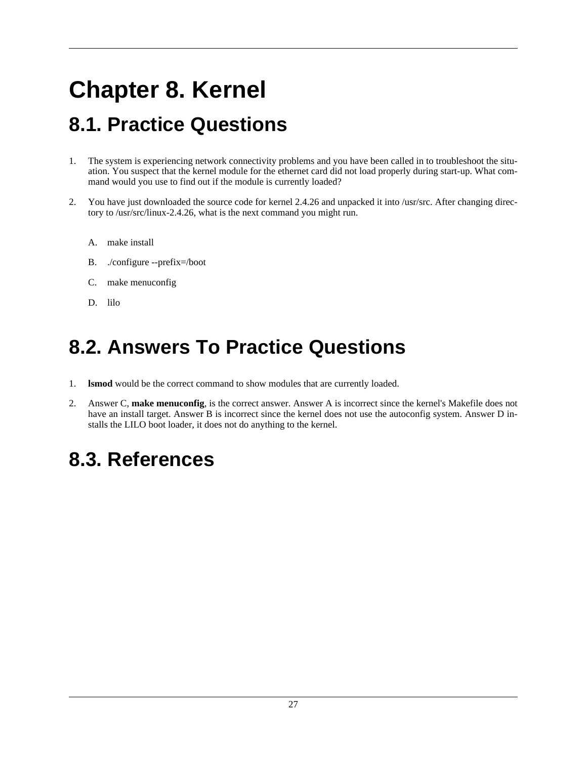# Chapter 8. Kernel

## 8.1. Practice Questions

1. The system is experiencing network connectivity problems and you have been called in to troubleshoot the situation. You suspect that the kernel module for the ethernet card did not load properly during start-up. What command would you use to find out if the module is currently loaded?

2. You have just downloaded the source code for kernel 2.4.26 and unpacked it into /usr/src. After changing directory to /usr/src/linux-2.4.26, what is the next command you might run.

   A. make install

   B. ./configure --prefix=/boot

   C. make menuconfig

   D. lilo

## 8.2. Answers To Practice Questions

1. **lsmod** would be the correct command to show modules that are currently loaded.

2. Answer C, **make menuconfig**, is the correct answer. Answer A is incorrect since the kernel's Makefile does not have an install target. Answer B is incorrect since the kernel does not use the autoconfig system. Answer D installs the LILO boot loader, it does not do anything to the kernel.

## 8.3. References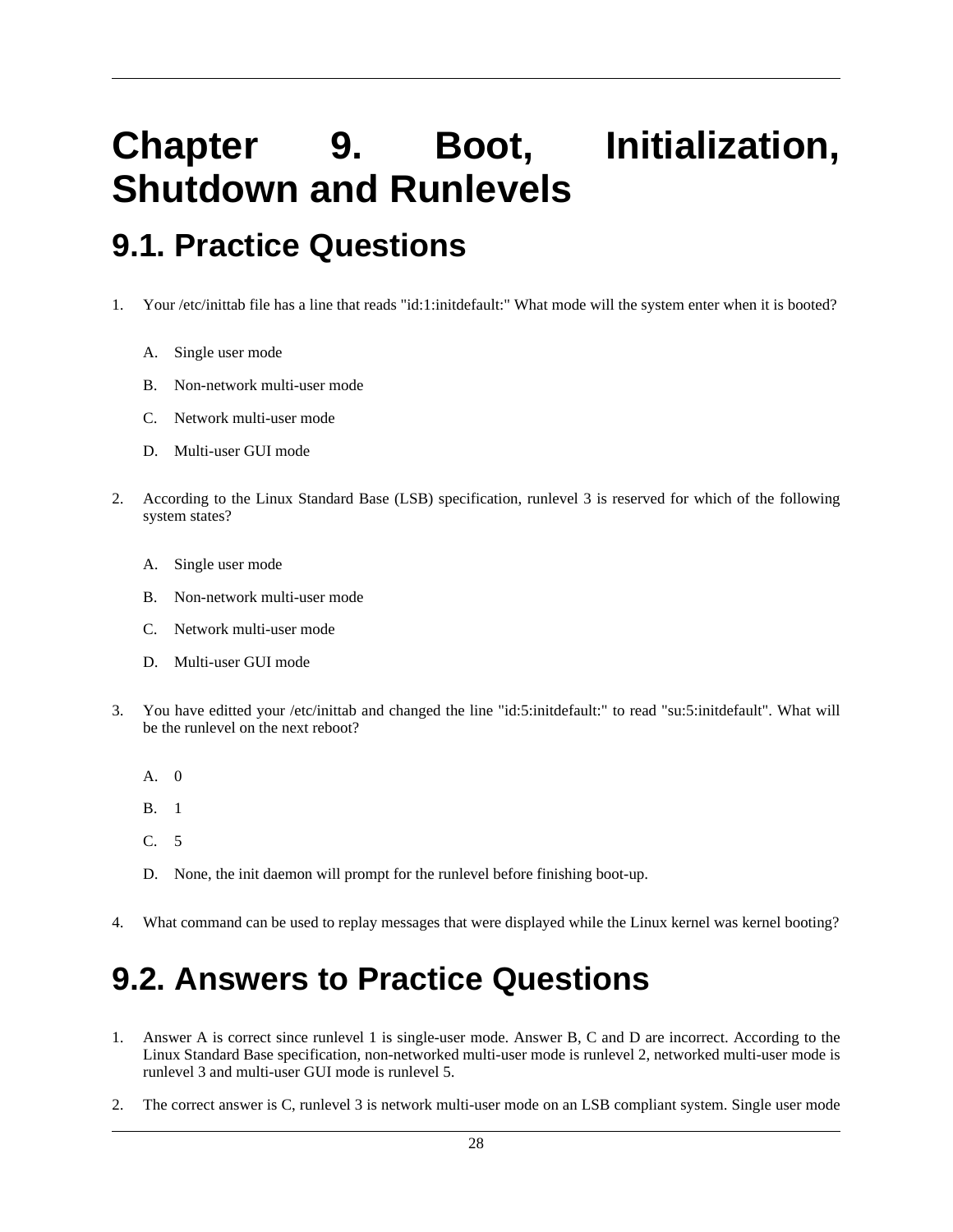# Chapter 9. Boot, Initialization, Shutdown and Runlevels

## 9.1. Practice Questions

1. Your /etc/inittab file has a line that reads "id:1:initdefault:" What mode will the system enter when it is booted?

   A. Single user mode

   B. Non-network multi-user mode

   C. Network multi-user mode

   D. Multi-user GUI mode

2. According to the Linux Standard Base (LSB) specification, runlevel 3 is reserved for which of the following system states?

   A. Single user mode

   B. Non-network multi-user mode

   C. Network multi-user mode

   D. Multi-user GUI mode

3. You have editted your /etc/inittab and changed the line "id:5:initdefault:" to read "su:5:initdefault". What will be the runlevel on the next reboot?

   A. 0

   B. 1

   C. 5

   D. None, the init daemon will prompt for the runlevel before finishing boot-up.

4. What command can be used to replay messages that were displayed while the Linux kernel was kernel booting?

## 9.2. Answers to Practice Questions

1. Answer A is correct since runlevel 1 is single-user mode. Answer B, C and D are incorrect. According to the Linux Standard Base specification, non-networked multi-user mode is runlevel 2, networked multi-user mode is runlevel 3 and multi-user GUI mode is runlevel 5.

2. The correct answer is C, runlevel 3 is network multi-user mode on an LSB compliant system. Single user mode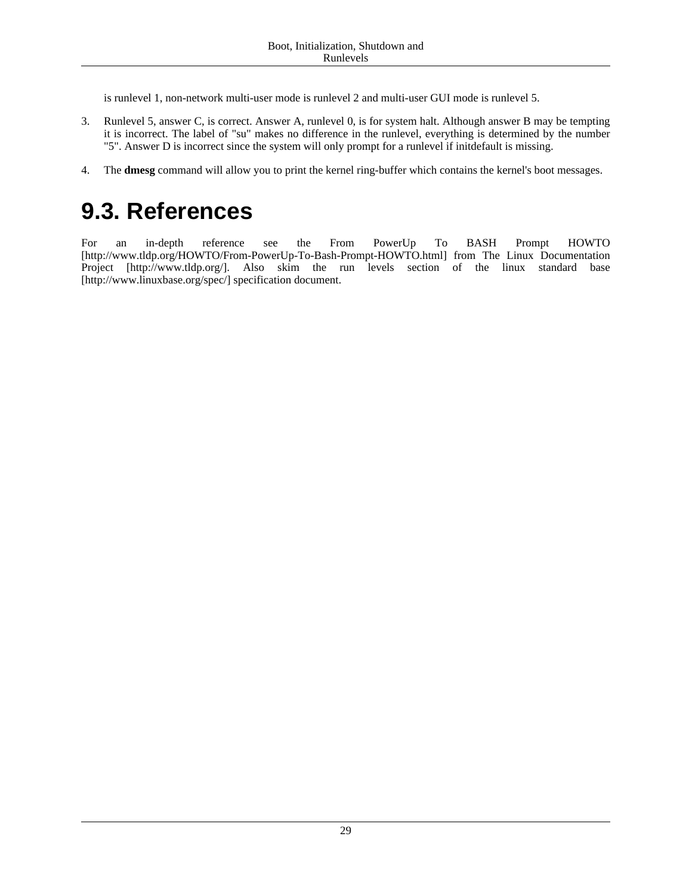is runlevel 1, non-network multi-user mode is runlevel 2 and multi-user GUI mode is runlevel 5.

3. Runlevel 5, answer C, is correct. Answer A, runlevel 0, is for system halt. Although answer B may be tempting it is incorrect. The label of "su" makes no difference in the runlevel, everything is determined by the number "5". Answer D is incorrect since the system will only prompt for a runlevel if initdefault is missing.

4. The **dmesg** command will allow you to print the kernel ring-buffer which contains the kernel's boot messages.

# 9.3. References

For an in-depth reference see the From PowerUp To BASH Prompt HOWTO [http://www.tldp.org/HOWTO/From-PowerUp-To-Bash-Prompt-HOWTO.html] from The Linux Documentation Project [http://www.tldp.org/]. Also skim the run levels section of the linux standard base [http://www.linuxbase.org/spec/] specification document.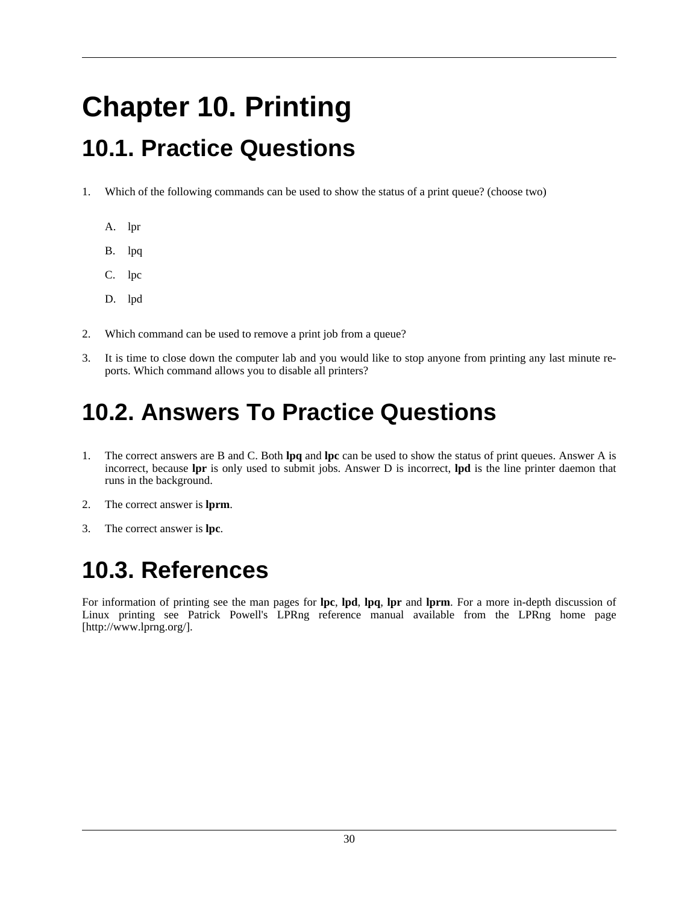# Chapter 10. Printing

## 10.1. Practice Questions

1. Which of the following commands can be used to show the status of a print queue? (choose two)

   A. lpr

   B. lpq

   C. lpc

   D. lpd

2. Which command can be used to remove a print job from a queue?

3. It is time to close down the computer lab and you would like to stop anyone from printing any last minute reports. Which command allows you to disable all printers?

## 10.2. Answers To Practice Questions

1. The correct answers are B and C. Both **lpq** and **lpc** can be used to show the status of print queues. Answer A is incorrect, because **lpr** is only used to submit jobs. Answer D is incorrect, **lpd** is the line printer daemon that runs in the background.

2. The correct answer is **lprm**.

3. The correct answer is **lpc**.

## 10.3. References

For information of printing see the man pages for **lpc**, **lpd**, **lpq**, **lpr** and **lprm**. For a more in-depth discussion of Linux printing see Patrick Powell's LPRng reference manual available from the LPRng home page [http://www.lprng.org/].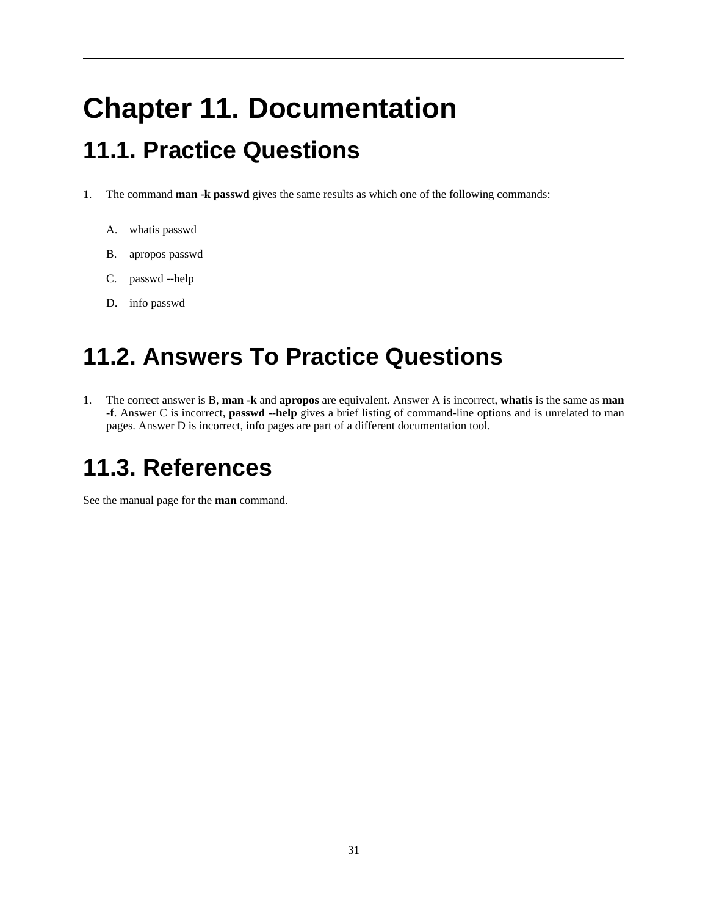# Chapter 11. Documentation

## 11.1. Practice Questions

1. The command **man -k passwd** gives the same results as which one of the following commands:

   A. whatis passwd

   B. apropos passwd

   C. passwd --help

   D. info passwd

## 11.2. Answers To Practice Questions

1. The correct answer is B, **man -k** and **apropos** are equivalent. Answer A is incorrect, **whatis** is the same as **man -f**. Answer C is incorrect, **passwd --help** gives a brief listing of command-line options and is unrelated to man pages. Answer D is incorrect, info pages are part of a different documentation tool.

## 11.3. References

See the manual page for the **man** command.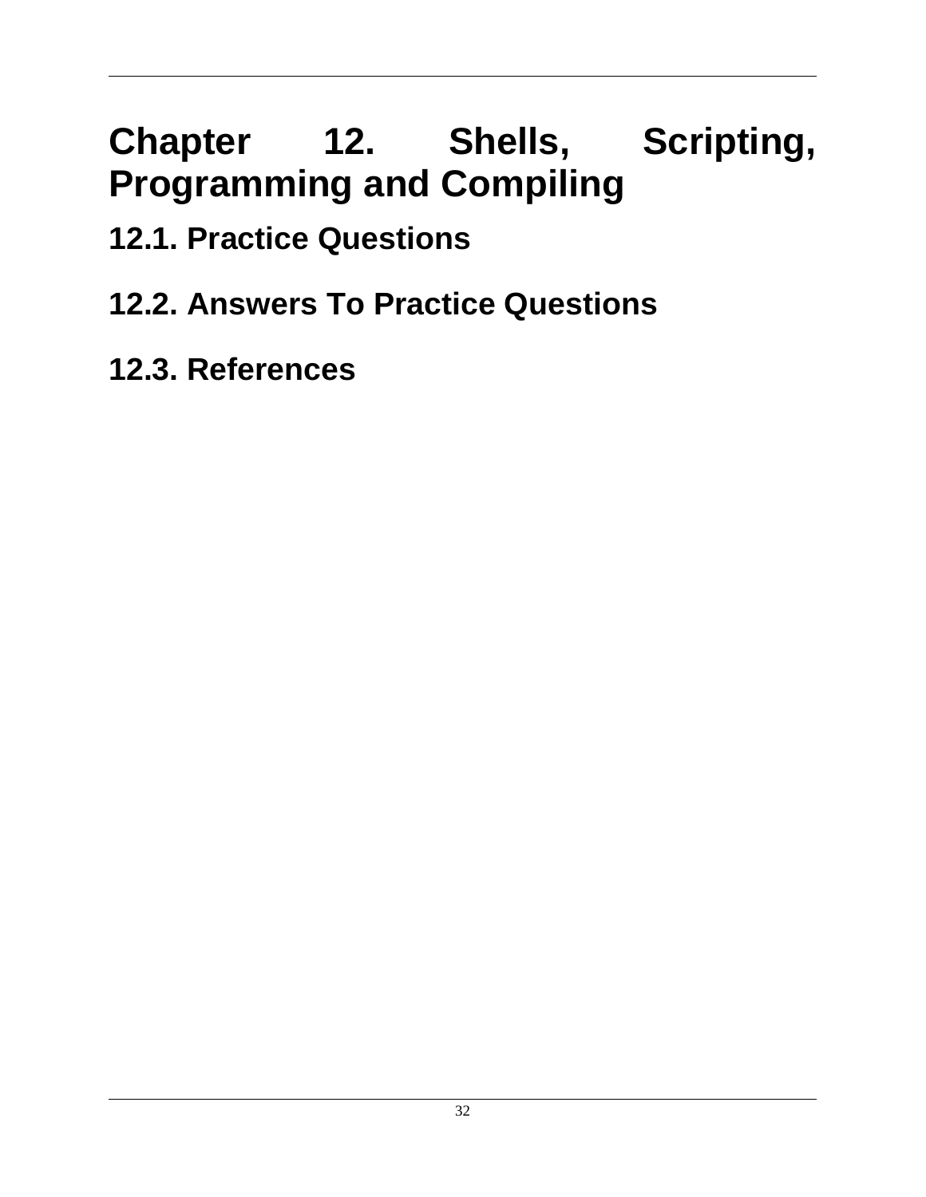# Chapter 12. Shells, Scripting, Programming and Compiling

## 12.1. Practice Questions

## 12.2. Answers To Practice Questions

## 12.3. References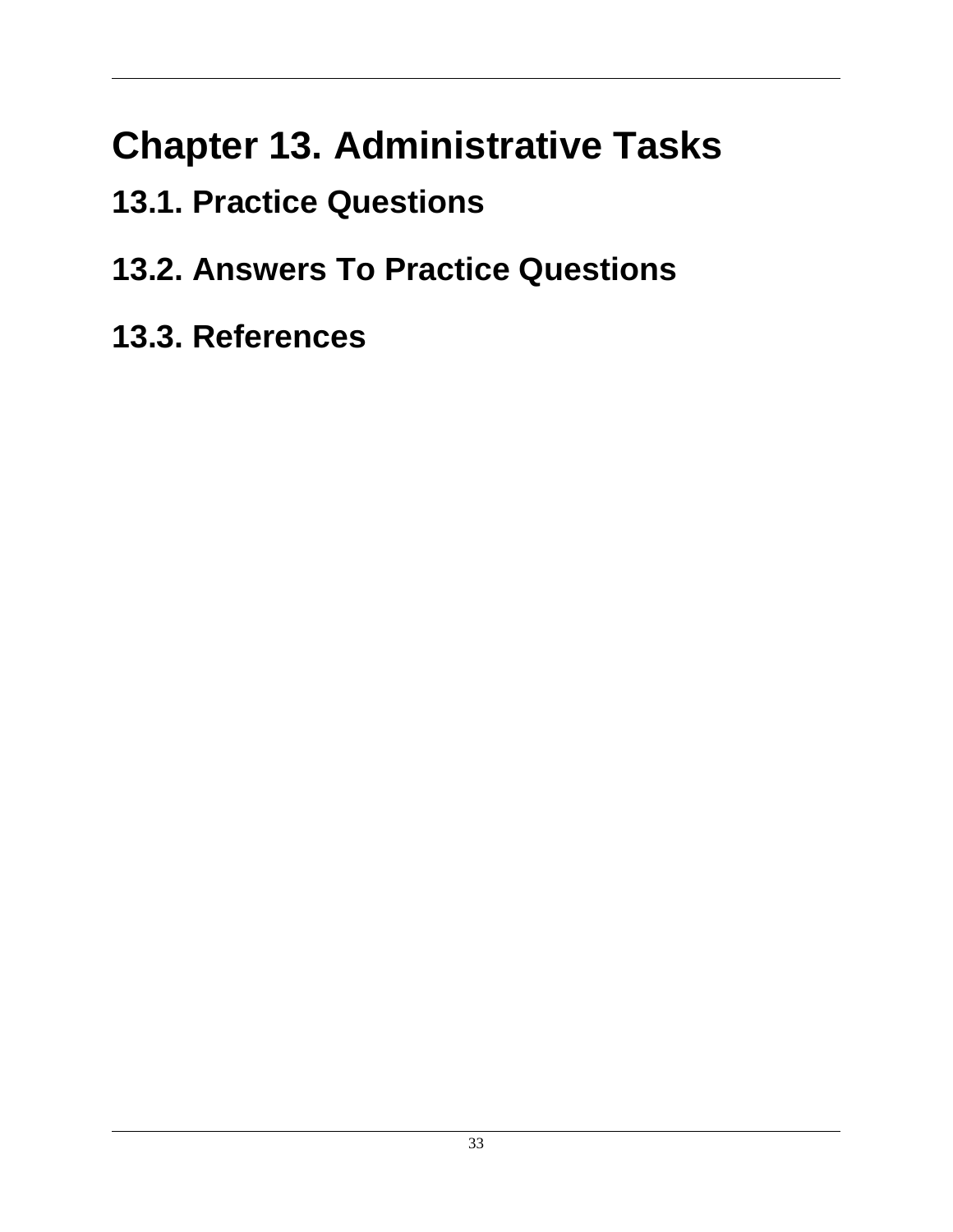# Chapter 13. Administrative Tasks

## 13.1. Practice Questions

## 13.2. Answers To Practice Questions

## 13.3. References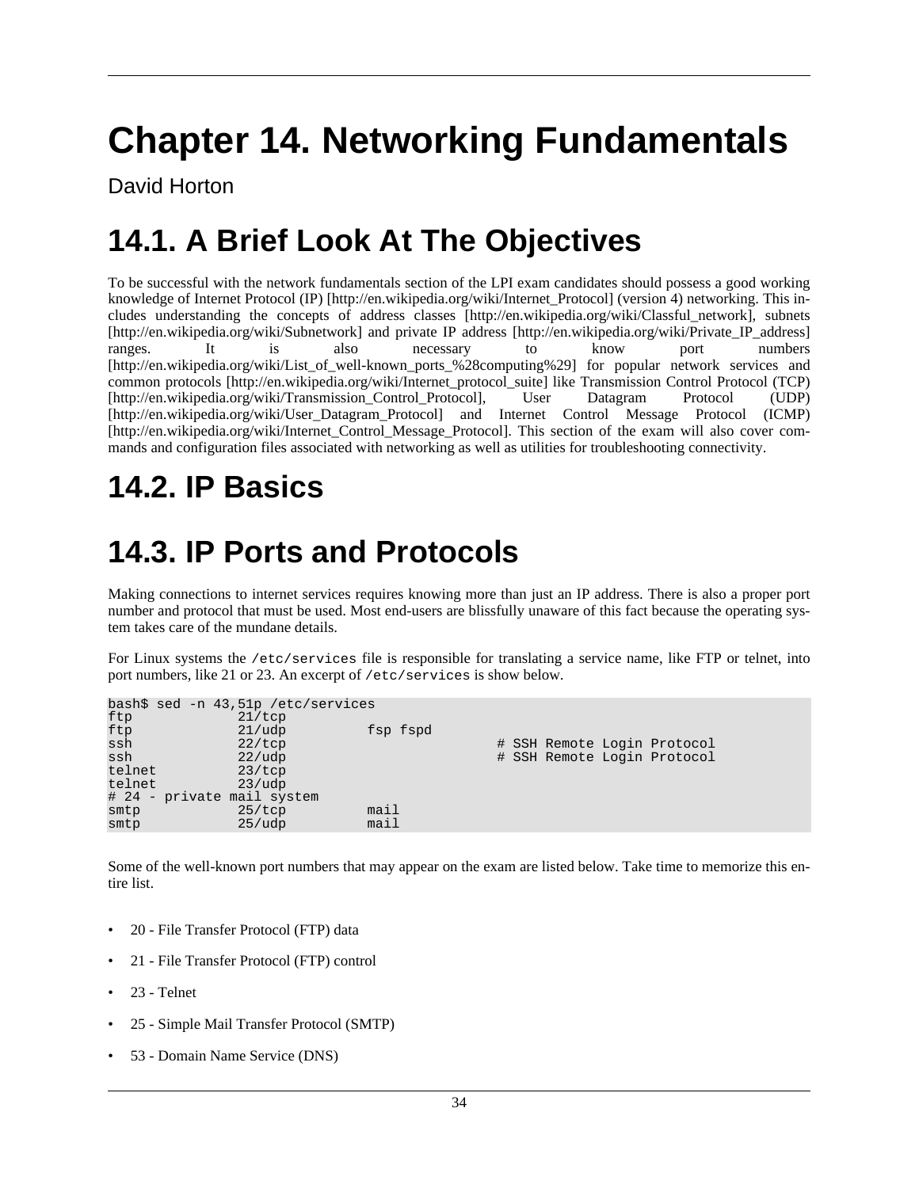# Chapter 14. Networking Fundamentals

David Horton

## 14.1. A Brief Look At The Objectives

To be successful with the network fundamentals section of the LPI exam candidates should possess a good working knowledge of Internet Protocol (IP) [http://en.wikipedia.org/wiki/Internet_Protocol] (version 4) networking. This includes understanding the concepts of address classes [http://en.wikipedia.org/wiki/Classful_network], subnets [http://en.wikipedia.org/wiki/Subnetwork] and private IP address [http://en.wikipedia.org/wiki/Private_IP_address] ranges. It is also necessary to know port numbers [http://en.wikipedia.org/wiki/List_of_well-known_ports_%28computing%29] for popular network services and common protocols [http://en.wikipedia.org/wiki/Internet_protocol_suite] like Transmission Control Protocol (TCP) [http://en.wikipedia.org/wiki/Transmission_Control_Protocol], User Datagram Protocol (UDP) [http://en.wikipedia.org/wiki/User_Datagram_Protocol] and Internet Control Message Protocol (ICMP) [http://en.wikipedia.org/wiki/Internet_Control_Message_Protocol]. This section of the exam will also cover commands and configuration files associated with networking as well as utilities for troubleshooting connectivity.

## 14.2. IP Basics

## 14.3. IP Ports and Protocols

Making connections to internet services requires knowing more than just an IP address. There is also a proper port number and protocol that must be used. Most end-users are blissfully unaware of this fact because the operating system takes care of the mundane details.

For Linux systems the `/etc/services` file is responsible for translating a service name, like FTP or telnet, into port numbers, like 21 or 23. An excerpt of `/etc/services` is show below.

```
bash$ sed -n 43,51p /etc/services
ftp             21/tcp
ftp             21/udp          fsp fspd
ssh             22/tcp                          # SSH Remote Login Protocol
ssh             22/udp                          # SSH Remote Login Protocol
telnet          23/tcp
telnet          23/udp
# 24 - private mail system
smtp            25/tcp          mail
smtp            25/udp          mail
```

Some of the well-known port numbers that may appear on the exam are listed below. Take time to memorize this entire list.

- 20 - File Transfer Protocol (FTP) data
- 21 - File Transfer Protocol (FTP) control
- 23 - Telnet
- 25 - Simple Mail Transfer Protocol (SMTP)
- 53 - Domain Name Service (DNS)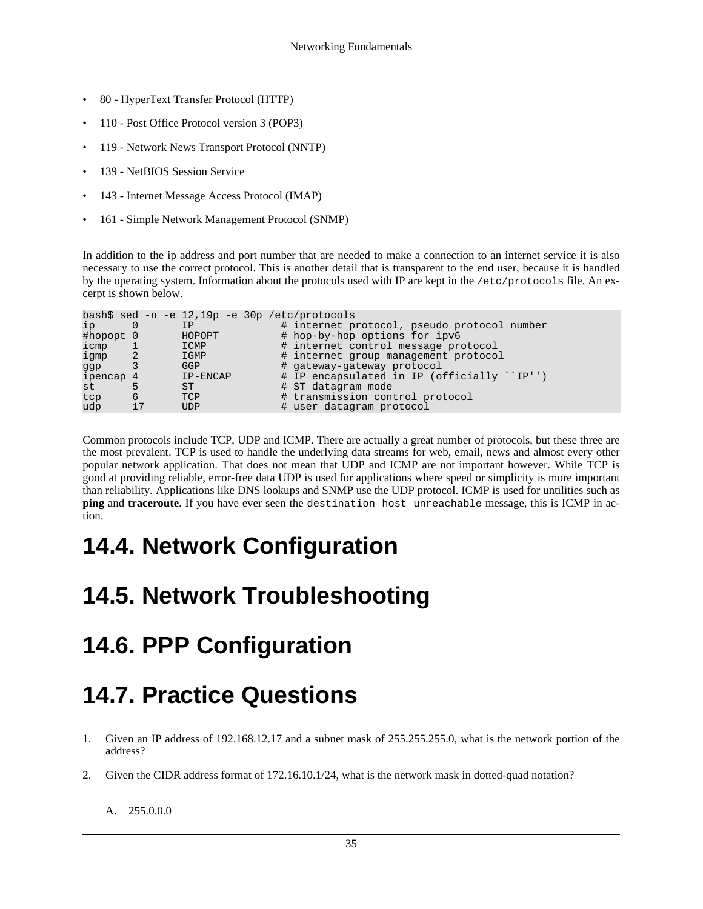- 80 - HyperText Transfer Protocol (HTTP)
- 110 - Post Office Protocol version 3 (POP3)
- 119 - Network News Transport Protocol (NNTP)
- 139 - NetBIOS Session Service
- 143 - Internet Message Access Protocol (IMAP)
- 161 - Simple Network Management Protocol (SNMP)

In addition to the ip address and port number that are needed to make a connection to an internet service it is also necessary to use the correct protocol. This is another detail that is transparent to the end user, because it is handled by the operating system. Information about the protocols used with IP are kept in the `/etc/protocols` file. An excerpt is shown below.

```
bash$ sed -n -e 12,19p -e 30p /etc/protocols
ip      0       IP              # internet protocol, pseudo protocol number
#hopopt 0       HOPOPT          # hop-by-hop options for ipv6
icmp    1       ICMP            # internet control message protocol
igmp    2       IGMP            # internet group management protocol
ggp     3       GGP             # gateway-gateway protocol
ipencap 4       IP-ENCAP        # IP encapsulated in IP (officially ``IP'')
st      5       ST              # ST datagram mode
tcp     6       TCP             # transmission control protocol
udp     17      UDP             # user datagram protocol
```

Common protocols include TCP, UDP and ICMP. There are actually a great number of protocols, but these three are the most prevalent. TCP is used to handle the underlying data streams for web, email, news and almost every other popular network application. That does not mean that UDP and ICMP are not important however. While TCP is good at providing reliable, error-free data UDP is used for applications where speed or simplicity is more important than reliability. Applications like DNS lookups and SNMP use the UDP protocol. ICMP is used for untilities such as **ping** and **traceroute**. If you have ever seen the `destination host unreachable` message, this is ICMP in action.

# 14.4. Network Configuration

# 14.5. Network Troubleshooting

# 14.6. PPP Configuration

# 14.7. Practice Questions

1. Given an IP address of 192.168.12.17 and a subnet mask of 255.255.255.0, what is the network portion of the address?

2. Given the CIDR address format of 172.16.10.1/24, what is the network mask in dotted-quad notation?

   A. 255.0.0.0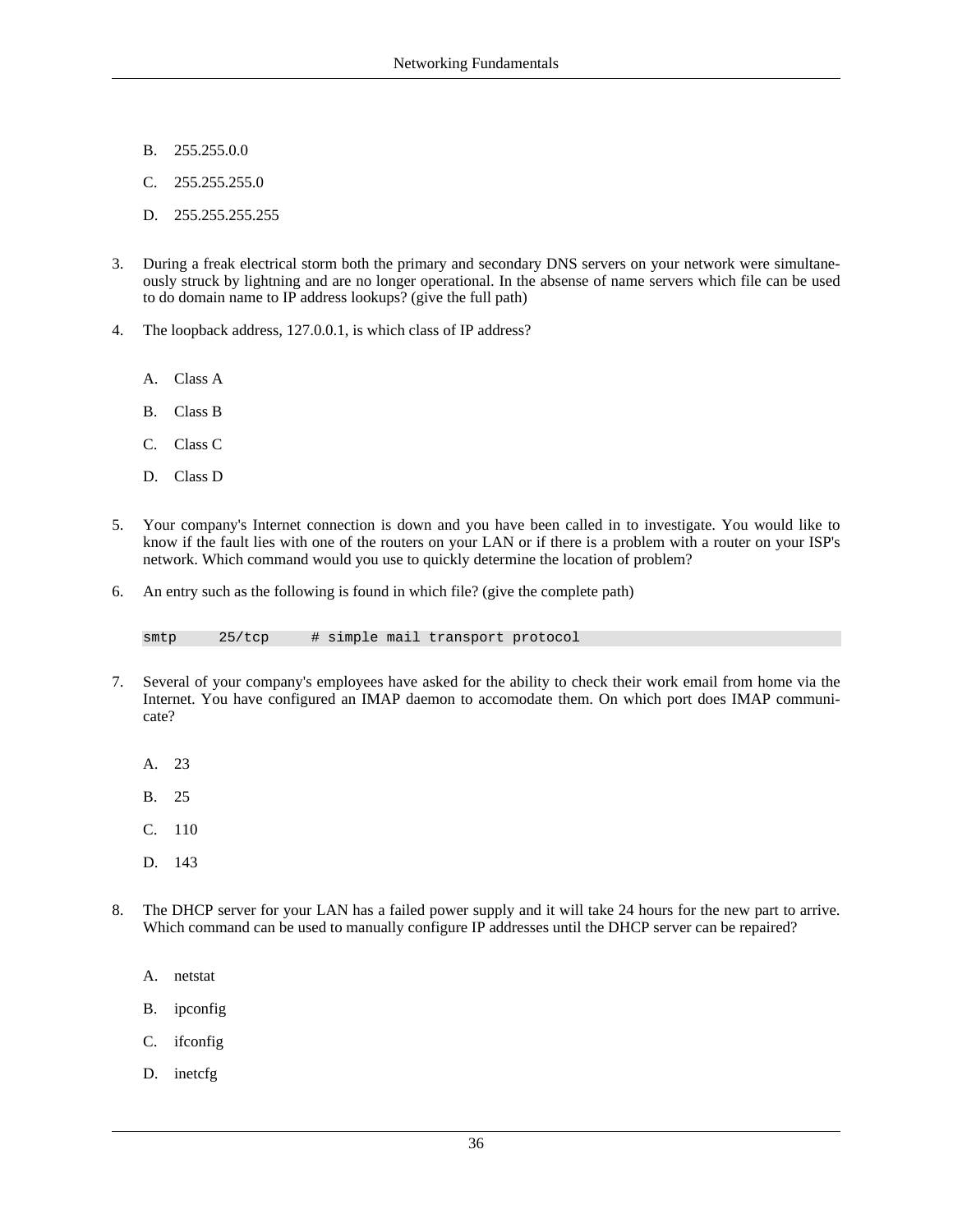B. 255.255.0.0

   C. 255.255.255.0

   D. 255.255.255.255

3. During a freak electrical storm both the primary and secondary DNS servers on your network were simultaneously struck by lightning and are no longer operational. In the absense of name servers which file can be used to do domain name to IP address lookups? (give the full path)

4. The loopback address, 127.0.0.1, is which class of IP address?

   A. Class A

   B. Class B

   C. Class C

   D. Class D

5. Your company's Internet connection is down and you have been called in to investigate. You would like to know if the fault lies with one of the routers on your LAN or if there is a problem with a router on your ISP's network. Which command would you use to quickly determine the location of problem?

6. An entry such as the following is found in which file? (give the complete path)

   ```
   smtp     25/tcp     # simple mail transport protocol
   ```

7. Several of your company's employees have asked for the ability to check their work email from home via the Internet. You have configured an IMAP daemon to accomodate them. On which port does IMAP communicate?

   A. 23

   B. 25

   C. 110

   D. 143

8. The DHCP server for your LAN has a failed power supply and it will take 24 hours for the new part to arrive. Which command can be used to manually configure IP addresses until the DHCP server can be repaired?

   A. netstat

   B. ipconfig

   C. ifconfig

   D. inetcfg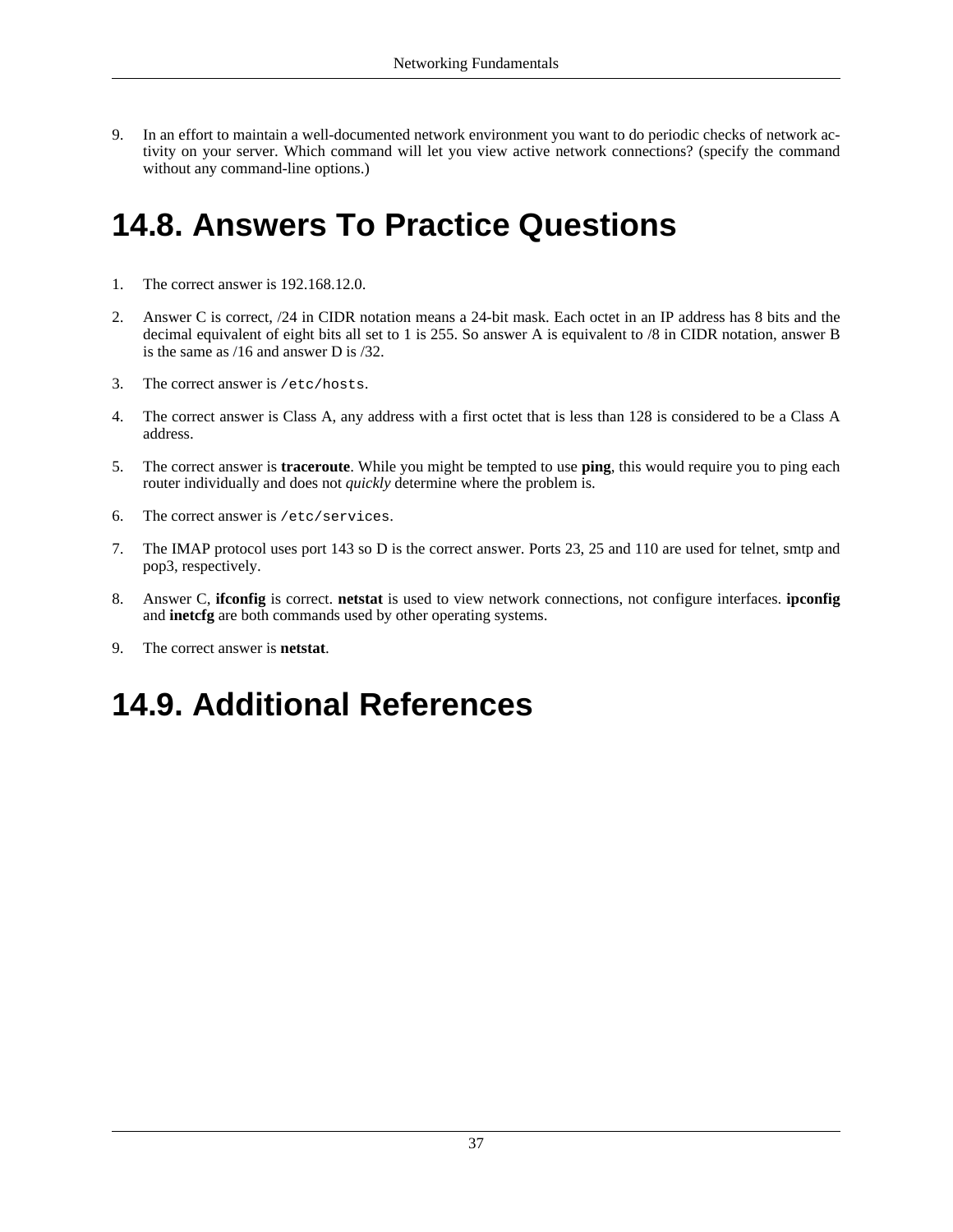9. In an effort to maintain a well-documented network environment you want to do periodic checks of network activity on your server. Which command will let you view active network connections? (specify the command without any command-line options.)

# 14.8. Answers To Practice Questions

1. The correct answer is 192.168.12.0.
2. Answer C is correct, /24 in CIDR notation means a 24-bit mask. Each octet in an IP address has 8 bits and the decimal equivalent of eight bits all set to 1 is 255. So answer A is equivalent to /8 in CIDR notation, answer B is the same as /16 and answer D is /32.
3. The correct answer is `/etc/hosts`.
4. The correct answer is Class A, any address with a first octet that is less than 128 is considered to be a Class A address.
5. The correct answer is **traceroute**. While you might be tempted to use **ping**, this would require you to ping each router individually and does not *quickly* determine where the problem is.
6. The correct answer is `/etc/services`.
7. The IMAP protocol uses port 143 so D is the correct answer. Ports 23, 25 and 110 are used for telnet, smtp and pop3, respectively.
8. Answer C, **ifconfig** is correct. **netstat** is used to view network connections, not configure interfaces. **ipconfig** and **inetcfg** are both commands used by other operating systems.
9. The correct answer is **netstat**.

# 14.9. Additional References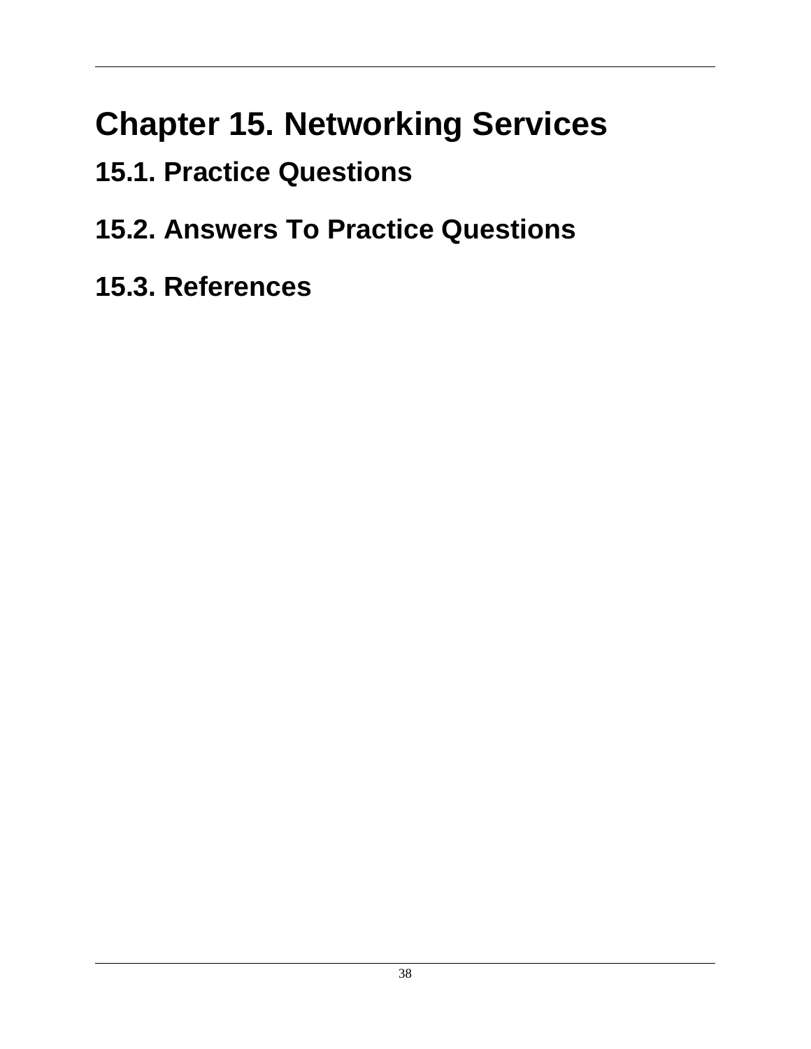# Chapter 15. Networking Services

## 15.1. Practice Questions

## 15.2. Answers To Practice Questions

## 15.3. References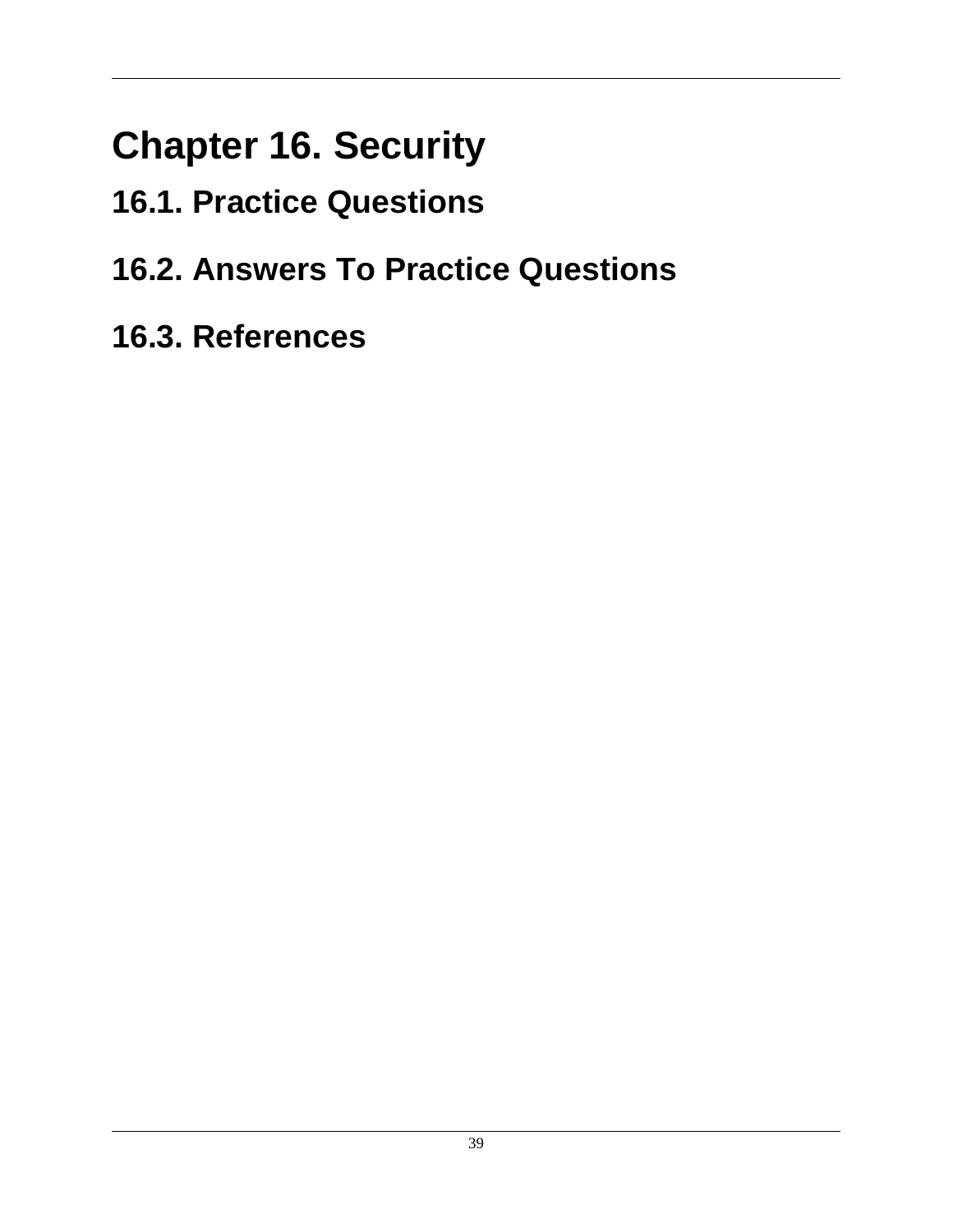# Chapter 16. Security

## 16.1. Practice Questions

## 16.2. Answers To Practice Questions

## 16.3. References